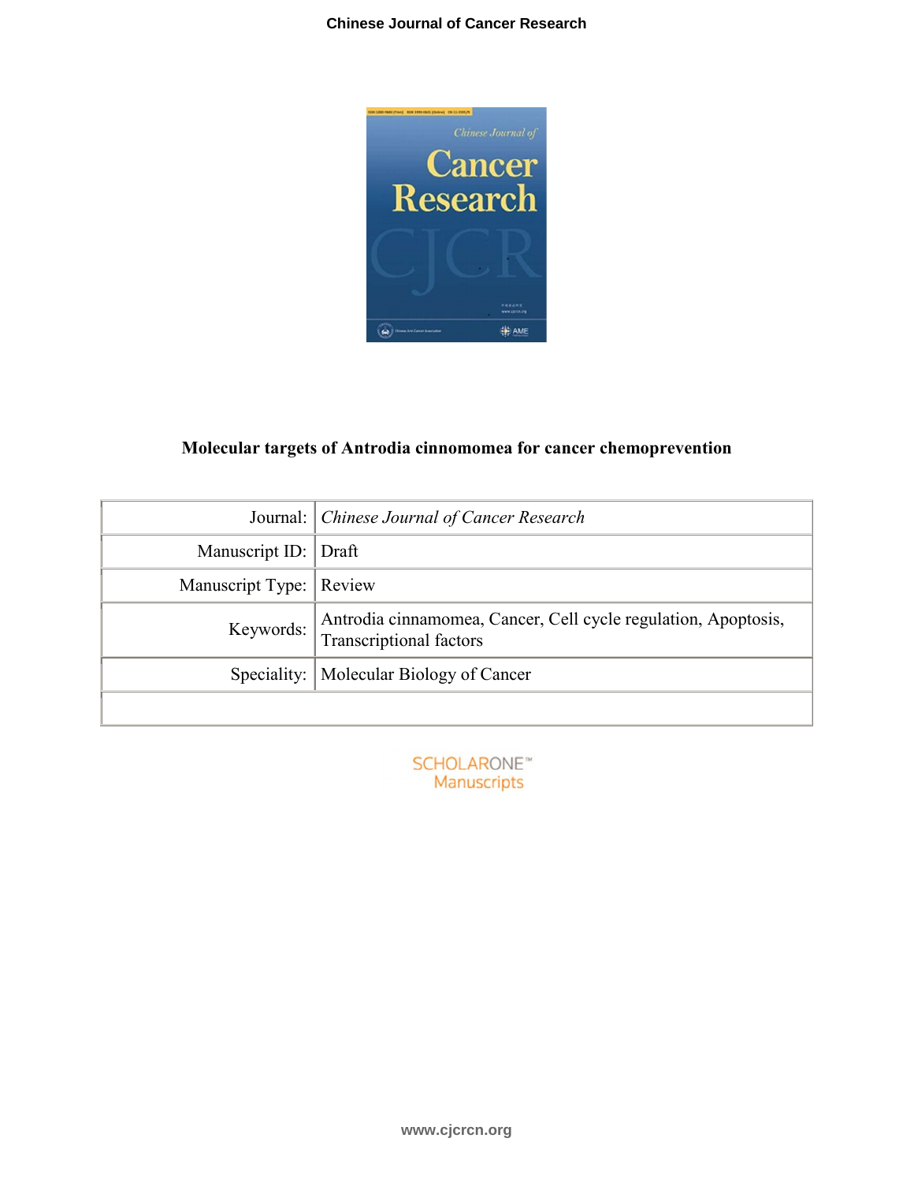# Molecular targets of Antrodia cinnomomea for cancer chemoprevention

| | |
|---|---|
| Journal: | *Chinese Journal of Cancer Research* |
| Manuscript ID: | Draft |
| Manuscript Type: | Review |
| Keywords: | Antrodia cinnamomea, Cancer, Cell cycle regulation, Apoptosis, Transcriptional factors |
| Speciality: | Molecular Biology of Cancer |
| | |

SCHOLARONE™ Manuscripts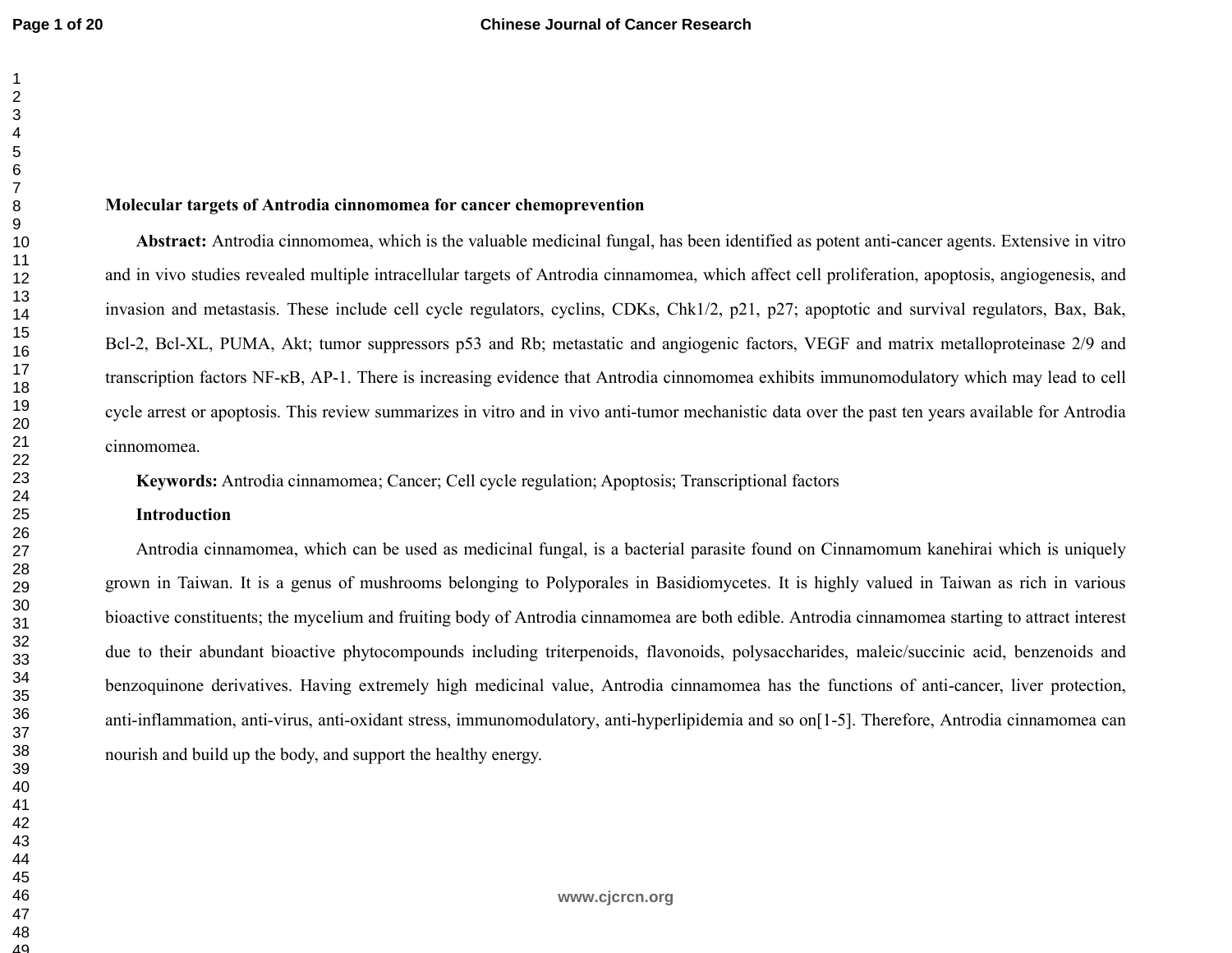# Molecular targets of Antrodia cinnomomea for cancer chemoprevention

**Abstract:** Antrodia cinnomomea, which is the valuable medicinal fungal, has been identified as potent anti-cancer agents. Extensive in vitro and in vivo studies revealed multiple intracellular targets of Antrodia cinnamomea, which affect cell proliferation, apoptosis, angiogenesis, and invasion and metastasis. These include cell cycle regulators, cyclins, CDKs, Chk1/2, p21, p27; apoptotic and survival regulators, Bax, Bak, Bcl-2, Bcl-XL, PUMA, Akt; tumor suppressors p53 and Rb; metastatic and angiogenic factors, VEGF and matrix metalloproteinase 2/9 and transcription factors NF-κB, AP-1. There is increasing evidence that Antrodia cinnomomea exhibits immunomodulatory which may lead to cell cycle arrest or apoptosis. This review summarizes in vitro and in vivo anti-tumor mechanistic data over the past ten years available for Antrodia cinnomomea.

**Keywords:** Antrodia cinnamomea; Cancer; Cell cycle regulation; Apoptosis; Transcriptional factors

## Introduction

Antrodia cinnamomea, which can be used as medicinal fungal, is a bacterial parasite found on Cinnamomum kanehirai which is uniquely grown in Taiwan. It is a genus of mushrooms belonging to Polyporales in Basidiomycetes. It is highly valued in Taiwan as rich in various bioactive constituents; the mycelium and fruiting body of Antrodia cinnamomea are both edible. Antrodia cinnamomea starting to attract interest due to their abundant bioactive phytocompounds including triterpenoids, flavonoids, polysaccharides, maleic/succinic acid, benzenoids and benzoquinone derivatives. Having extremely high medicinal value, Antrodia cinnamomea has the functions of anti-cancer, liver protection, anti-inflammation, anti-virus, anti-oxidant stress, immunomodulatory, anti-hyperlipidemia and so on[1-5]. Therefore, Antrodia cinnamomea can nourish and build up the body, and support the healthy energy.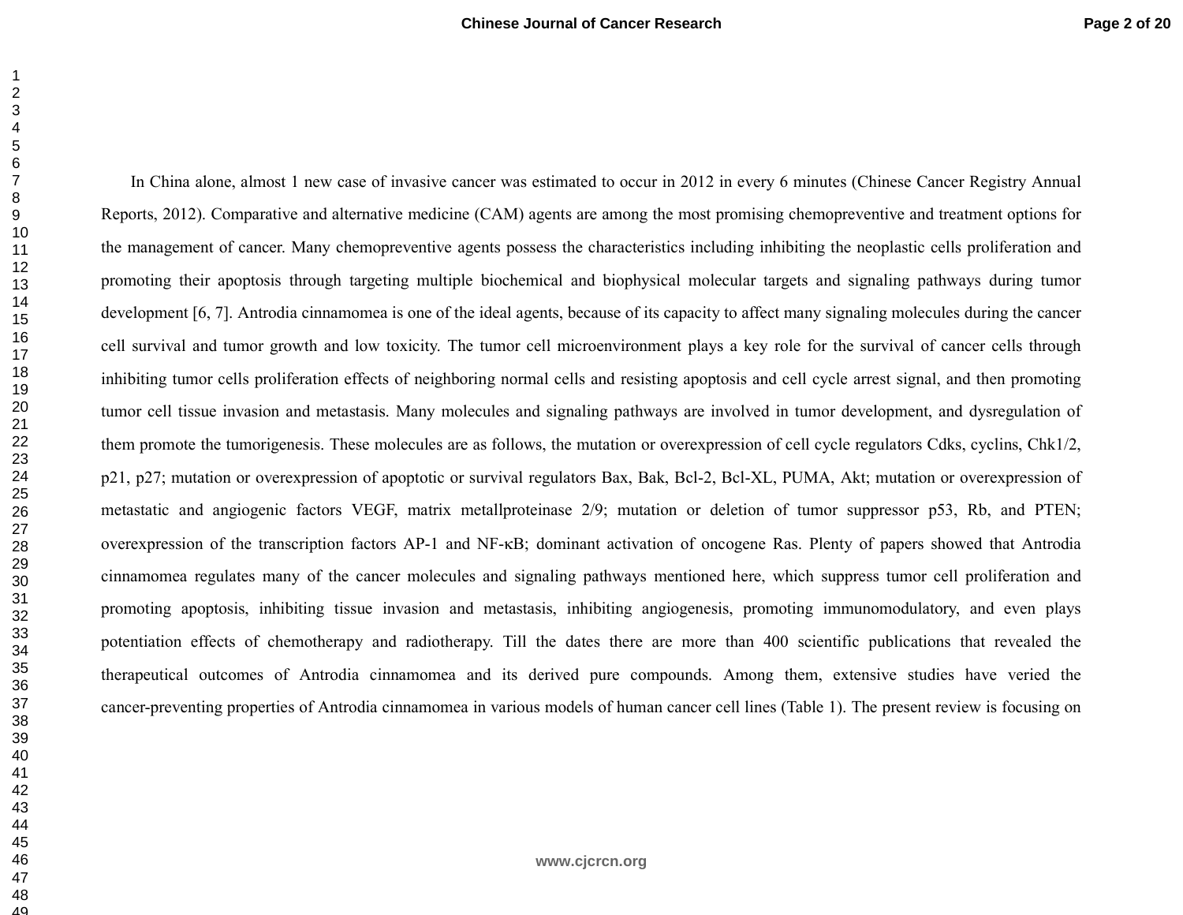In China alone, almost 1 new case of invasive cancer was estimated to occur in 2012 in every 6 minutes (Chinese Cancer Registry Annual Reports, 2012). Comparative and alternative medicine (CAM) agents are among the most promising chemopreventive and treatment options for the management of cancer. Many chemopreventive agents possess the characteristics including inhibiting the neoplastic cells proliferation and promoting their apoptosis through targeting multiple biochemical and biophysical molecular targets and signaling pathways during tumor development [6, 7]. Antrodia cinnamomea is one of the ideal agents, because of its capacity to affect many signaling molecules during the cancer cell survival and tumor growth and low toxicity. The tumor cell microenvironment plays a key role for the survival of cancer cells through inhibiting tumor cells proliferation effects of neighboring normal cells and resisting apoptosis and cell cycle arrest signal, and then promoting tumor cell tissue invasion and metastasis. Many molecules and signaling pathways are involved in tumor development, and dysregulation of them promote the tumorigenesis. These molecules are as follows, the mutation or overexpression of cell cycle regulators Cdks, cyclins, Chk1/2, p21, p27; mutation or overexpression of apoptotic or survival regulators Bax, Bak, Bcl-2, Bcl-XL, PUMA, Akt; mutation or overexpression of metastatic and angiogenic factors VEGF, matrix metallproteinase 2/9; mutation or deletion of tumor suppressor p53, Rb, and PTEN; overexpression of the transcription factors AP-1 and NF-κB; dominant activation of oncogene Ras. Plenty of papers showed that Antrodia cinnamomea regulates many of the cancer molecules and signaling pathways mentioned here, which suppress tumor cell proliferation and promoting apoptosis, inhibiting tissue invasion and metastasis, inhibiting angiogenesis, promoting immunomodulatory, and even plays potentiation effects of chemotherapy and radiotherapy. Till the dates there are more than 400 scientific publications that revealed the therapeutical outcomes of Antrodia cinnamomea and its derived pure compounds. Among them, extensive studies have veried the cancer-preventing properties of Antrodia cinnamomea in various models of human cancer cell lines (Table 1). The present review is focusing on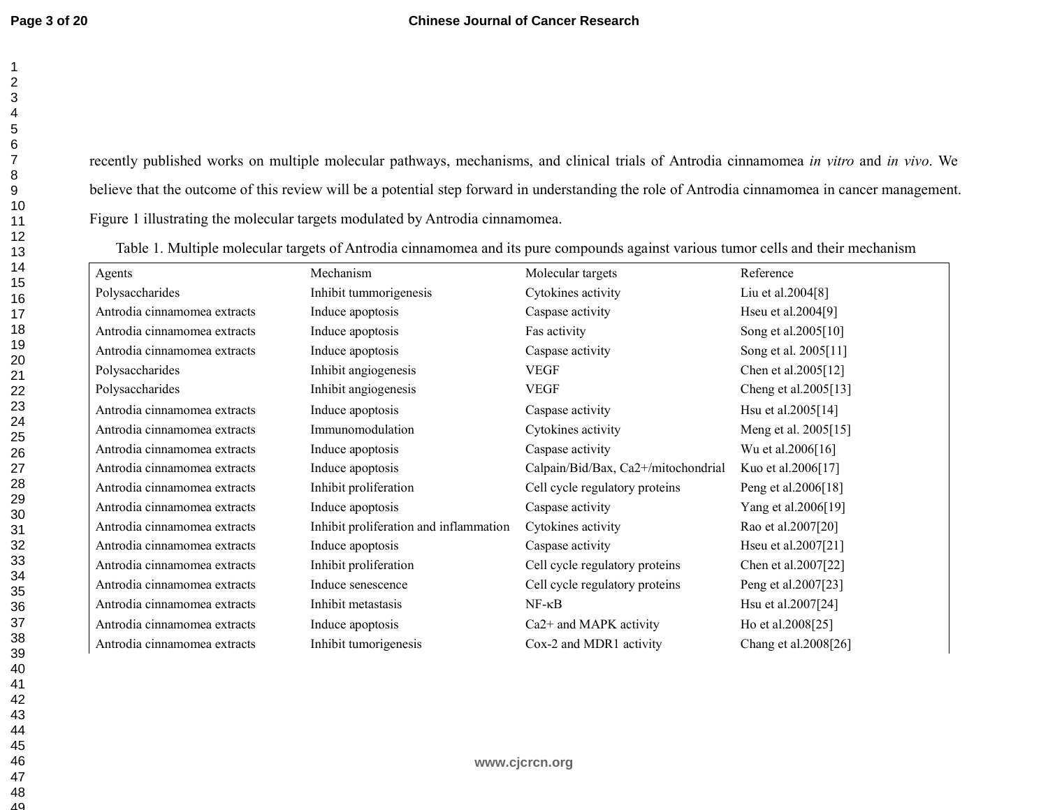recently published works on multiple molecular pathways, mechanisms, and clinical trials of Antrodia cinnamomea *in vitro* and *in vivo*. We believe that the outcome of this review will be a potential step forward in understanding the role of Antrodia cinnamomea in cancer management. Figure 1 illustrating the molecular targets modulated by Antrodia cinnamomea.

Table 1. Multiple molecular targets of Antrodia cinnamomea and its pure compounds against various tumor cells and their mechanism

| Agents | Mechanism | Molecular targets | Reference |
|---|---|---|---|
| Polysaccharides | Inhibit tummorigenesis | Cytokines activity | Liu et al.2004[8] |
| Antrodia cinnamomea extracts | Induce apoptosis | Caspase activity | Hseu et al.2004[9] |
| Antrodia cinnamomea extracts | Induce apoptosis | Fas activity | Song et al.2005[10] |
| Antrodia cinnamomea extracts | Induce apoptosis | Caspase activity | Song et al. 2005[11] |
| Polysaccharides | Inhibit angiogenesis | VEGF | Chen et al.2005[12] |
| Polysaccharides | Inhibit angiogenesis | VEGF | Cheng et al.2005[13] |
| Antrodia cinnamomea extracts | Induce apoptosis | Caspase activity | Hsu et al.2005[14] |
| Antrodia cinnamomea extracts | Immunomodulation | Cytokines activity | Meng et al. 2005[15] |
| Antrodia cinnamomea extracts | Induce apoptosis | Caspase activity | Wu et al.2006[16] |
| Antrodia cinnamomea extracts | Induce apoptosis | Calpain/Bid/Bax, $Ca^{2+}$/mitochondrial | Kuo et al.2006[17] |
| Antrodia cinnamomea extracts | Inhibit proliferation | Cell cycle regulatory proteins | Peng et al.2006[18] |
| Antrodia cinnamomea extracts | Induce apoptosis | Caspase activity | Yang et al.2006[19] |
| Antrodia cinnamomea extracts | Inhibit proliferation and inflammation | Cytokines activity | Rao et al.2007[20] |
| Antrodia cinnamomea extracts | Induce apoptosis | Caspase activity | Hseu et al.2007[21] |
| Antrodia cinnamomea extracts | Inhibit proliferation | Cell cycle regulatory proteins | Chen et al.2007[22] |
| Antrodia cinnamomea extracts | Induce senescence | Cell cycle regulatory proteins | Peng et al.2007[23] |
| Antrodia cinnamomea extracts | Inhibit metastasis | NF-κB | Hsu et al.2007[24] |
| Antrodia cinnamomea extracts | Induce apoptosis | $Ca^{2+}$ and MAPK activity | Ho et al.2008[25] |
| Antrodia cinnamomea extracts | Inhibit tumorigenesis | Cox-2 and MDR1 activity | Chang et al.2008[26] |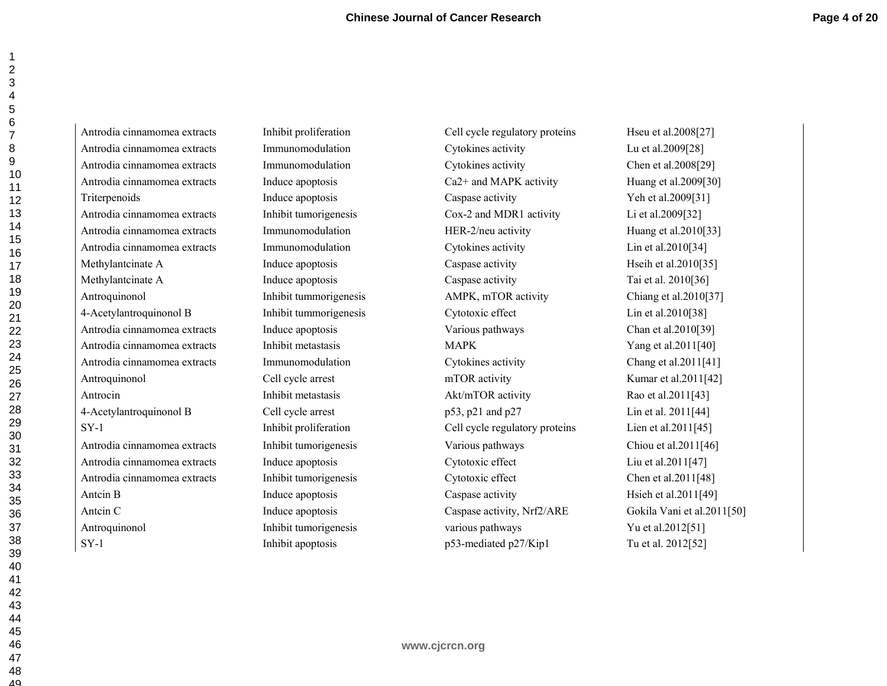| | | | |
|---|---|---|---|
| Antrodia cinnamomea extracts | Inhibit proliferation | Cell cycle regulatory proteins | Hseu et al.2008[27] |
| Antrodia cinnamomea extracts | Immunomodulation | Cytokines activity | Lu et al.2009[28] |
| Antrodia cinnamomea extracts | Immunomodulation | Cytokines activity | Chen et al.2008[29] |
| Antrodia cinnamomea extracts | Induce apoptosis | Ca2+ and MAPK activity | Huang et al.2009[30] |
| Triterpenoids | Induce apoptosis | Caspase activity | Yeh et al.2009[31] |
| Antrodia cinnamomea extracts | Inhibit tumorigenesis | Cox-2 and MDR1 activity | Li et al.2009[32] |
| Antrodia cinnamomea extracts | Immunomodulation | HER-2/neu activity | Huang et al.2010[33] |
| Antrodia cinnamomea extracts | Immunomodulation | Cytokines activity | Lin et al.2010[34] |
| Methylantcinate A | Induce apoptosis | Caspase activity | Hseih et al.2010[35] |
| Methylantcinate A | Induce apoptosis | Caspase activity | Tai et al. 2010[36] |
| Antroquinonol | Inhibit tummorigenesis | AMPK, mTOR activity | Chiang et al.2010[37] |
| 4-Acetylantroquinonol B | Inhibit tummorigenesis | Cytotoxic effect | Lin et al.2010[38] |
| Antrodia cinnamomea extracts | Induce apoptosis | Various pathways | Chan et al.2010[39] |
| Antrodia cinnamomea extracts | Inhibit metastasis | MAPK | Yang et al.2011[40] |
| Antrodia cinnamomea extracts | Immunomodulation | Cytokines activity | Chang et al.2011[41] |
| Antroquinonol | Cell cycle arrest | mTOR activity | Kumar et al.2011[42] |
| Antrocin | Inhibit metastasis | Akt/mTOR activity | Rao et al.2011[43] |
| 4-Acetylantroquinonol B | Cell cycle arrest | p53, p21 and p27 | Lin et al. 2011[44] |
| SY-1 | Inhibit proliferation | Cell cycle regulatory proteins | Lien et al.2011[45] |
| Antrodia cinnamomea extracts | Inhibit tumorigenesis | Various pathways | Chiou et al.2011[46] |
| Antrodia cinnamomea extracts | Induce apoptosis | Cytotoxic effect | Liu et al.2011[47] |
| Antrodia cinnamomea extracts | Inhibit tumorigenesis | Cytotoxic effect | Chen et al.2011[48] |
| Antcin B | Induce apoptosis | Caspase activity | Hsieh et al.2011[49] |
| Antcin C | Induce apoptosis | Caspase activity, Nrf2/ARE | Gokila Vani et al.2011[50] |
| Antroquinonol | Inhibit tumorigenesis | various pathways | Yu et al.2012[51] |
| SY-1 | Inhibit apoptosis | p53-mediated p27/Kip1 | Tu et al. 2012[52] |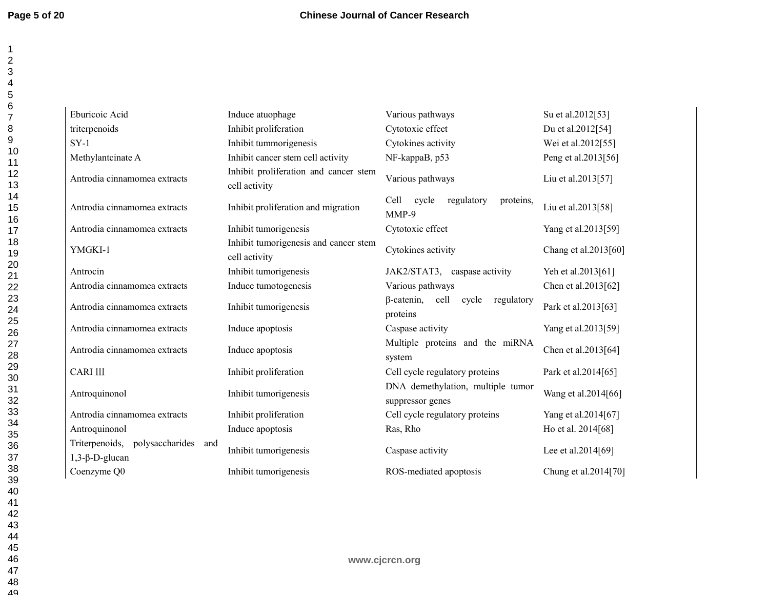| | | | |
|---|---|---|---|
| Eburicoic Acid | Induce atuophage | Various pathways | Su et al.2012[53] |
| triterpenoids | Inhibit proliferation | Cytotoxic effect | Du et al.2012[54] |
| SY-1 | Inhibit tummorigenesis | Cytokines activity | Wei et al.2012[55] |
| Methylantcinate A | Inhibit cancer stem cell activity | NF-kappaB, p53 | Peng et al.2013[56] |
| Antrodia cinnamomea extracts | Inhibit proliferation and cancer stem cell activity | Various pathways | Liu et al.2013[57] |
| Antrodia cinnamomea extracts | Inhibit proliferation and migration | Cell cycle regulatory proteins, MMP-9 | Liu et al.2013[58] |
| Antrodia cinnamomea extracts | Inhibit tumorigenesis | Cytotoxic effect | Yang et al.2013[59] |
| YMGKI-1 | Inhibit tumorigenesis and cancer stem cell activity | Cytokines activity | Chang et al.2013[60] |
| Antrocin | Inhibit tumorigenesis | JAK2/STAT3, caspase activity | Yeh et al.2013[61] |
| Antrodia cinnamomea extracts | Induce tumotogenesis | Various pathways | Chen et al.2013[62] |
| Antrodia cinnamomea extracts | Inhibit tumorigenesis | β-catenin, cell cycle regulatory proteins | Park et al.2013[63] |
| Antrodia cinnamomea extracts | Induce apoptosis | Caspase activity | Yang et al.2013[59] |
| Antrodia cinnamomea extracts | Induce apoptosis | Multiple proteins and the miRNA system | Chen et al.2013[64] |
| CARI Ⅲ | Inhibit proliferation | Cell cycle regulatory proteins | Park et al.2014[65] |
| Antroquinonol | Inhibit tumorigenesis | DNA demethylation, multiple tumor suppressor genes | Wang et al.2014[66] |
| Antrodia cinnamomea extracts | Inhibit proliferation | Cell cycle regulatory proteins | Yang et al.2014[67] |
| Antroquinonol | Induce apoptosis | Ras, Rho | Ho et al. 2014[68] |
| Triterpenoids, polysaccharides and 1,3-β-D-glucan | Inhibit tumorigenesis | Caspase activity | Lee et al.2014[69] |
| Coenzyme Q0 | Inhibit tumorigenesis | ROS-mediated apoptosis | Chung et al.2014[70] |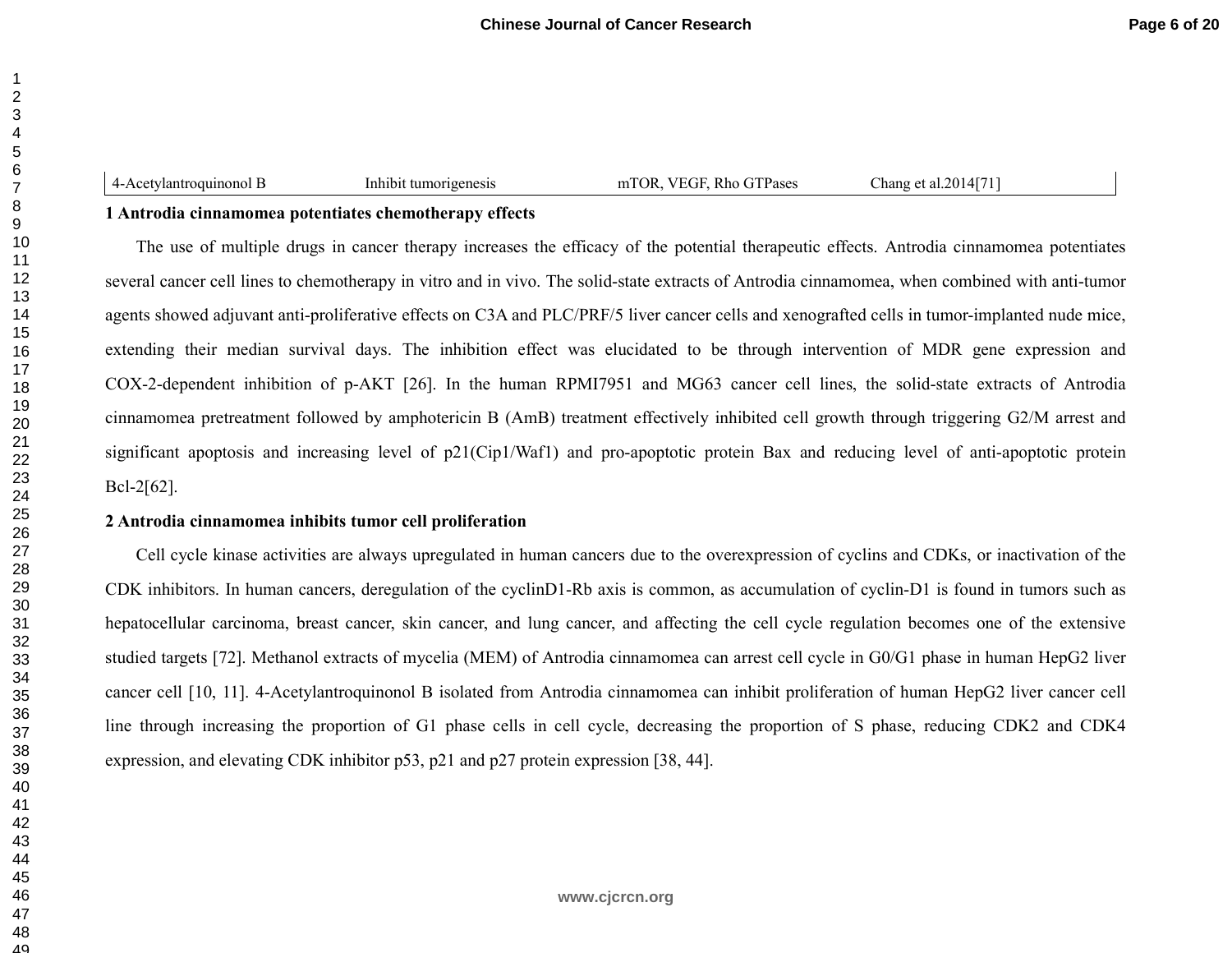| 4-Acetylantroquinonol B | Inhibit tumorigenesis | mTOR, VEGF, Rho GTPases | Chang et al.2014[71] |
|---|---|---|---|

**1 Antrodia cinnamomea potentiates chemotherapy effects**

The use of multiple drugs in cancer therapy increases the efficacy of the potential therapeutic effects. Antrodia cinnamomea potentiates several cancer cell lines to chemotherapy in vitro and in vivo. The solid-state extracts of Antrodia cinnamomea, when combined with anti-tumor agents showed adjuvant anti-proliferative effects on C3A and PLC/PRF/5 liver cancer cells and xenografted cells in tumor-implanted nude mice, extending their median survival days. The inhibition effect was elucidated to be through intervention of MDR gene expression and COX-2-dependent inhibition of p-AKT [26]. In the human RPMI7951 and MG63 cancer cell lines, the solid-state extracts of Antrodia cinnamomea pretreatment followed by amphotericin B (AmB) treatment effectively inhibited cell growth through triggering G2/M arrest and significant apoptosis and increasing level of p21(Cip1/Waf1) and pro-apoptotic protein Bax and reducing level of anti-apoptotic protein Bcl-2[62].

**2 Antrodia cinnamomea inhibits tumor cell proliferation**

Cell cycle kinase activities are always upregulated in human cancers due to the overexpression of cyclins and CDKs, or inactivation of the CDK inhibitors. In human cancers, deregulation of the cyclinD1-Rb axis is common, as accumulation of cyclin-D1 is found in tumors such as hepatocellular carcinoma, breast cancer, skin cancer, and lung cancer, and affecting the cell cycle regulation becomes one of the extensive studied targets [72]. Methanol extracts of mycelia (MEM) of Antrodia cinnamomea can arrest cell cycle in G0/G1 phase in human HepG2 liver cancer cell [10, 11]. 4-Acetylantroquinonol B isolated from Antrodia cinnamomea can inhibit proliferation of human HepG2 liver cancer cell line through increasing the proportion of G1 phase cells in cell cycle, decreasing the proportion of S phase, reducing CDK2 and CDK4 expression, and elevating CDK inhibitor p53, p21 and p27 protein expression [38, 44].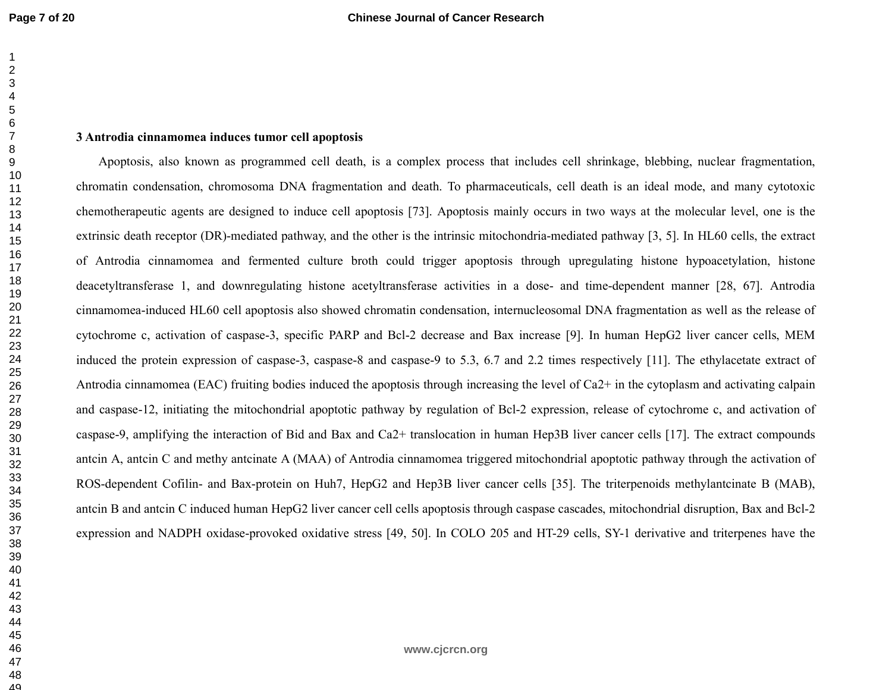### 3 Antrodia cinnamomea induces tumor cell apoptosis

Apoptosis, also known as programmed cell death, is a complex process that includes cell shrinkage, blebbing, nuclear fragmentation, chromatin condensation, chromosoma DNA fragmentation and death. To pharmaceuticals, cell death is an ideal mode, and many cytotoxic chemotherapeutic agents are designed to induce cell apoptosis [73]. Apoptosis mainly occurs in two ways at the molecular level, one is the extrinsic death receptor (DR)-mediated pathway, and the other is the intrinsic mitochondria-mediated pathway [3, 5]. In HL60 cells, the extract of Antrodia cinnamomea and fermented culture broth could trigger apoptosis through upregulating histone hypoacetylation, histone deacetyltransferase 1, and downregulating histone acetyltransferase activities in a dose- and time-dependent manner [28, 67]. Antrodia cinnamomea-induced HL60 cell apoptosis also showed chromatin condensation, internucleosomal DNA fragmentation as well as the release of cytochrome c, activation of caspase-3, specific PARP and Bcl-2 decrease and Bax increase [9]. In human HepG2 liver cancer cells, MEM induced the protein expression of caspase-3, caspase-8 and caspase-9 to 5.3, 6.7 and 2.2 times respectively [11]. The ethylacetate extract of Antrodia cinnamomea (EAC) fruiting bodies induced the apoptosis through increasing the level of $Ca^{2+}$ in the cytoplasm and activating calpain and caspase-12, initiating the mitochondrial apoptotic pathway by regulation of Bcl-2 expression, release of cytochrome c, and activation of caspase-9, amplifying the interaction of Bid and Bax and $Ca^{2+}$ translocation in human Hep3B liver cancer cells [17]. The extract compounds antcin A, antcin C and methy antcinate A (MAA) of Antrodia cinnamomea triggered mitochondrial apoptotic pathway through the activation of ROS-dependent Cofilin- and Bax-protein on Huh7, HepG2 and Hep3B liver cancer cells [35]. The triterpenoids methylantcinate B (MAB), antcin B and antcin C induced human HepG2 liver cancer cell cells apoptosis through caspase cascades, mitochondrial disruption, Bax and Bcl-2 expression and NADPH oxidase-provoked oxidative stress [49, 50]. In COLO 205 and HT-29 cells, SY-1 derivative and triterpenes have the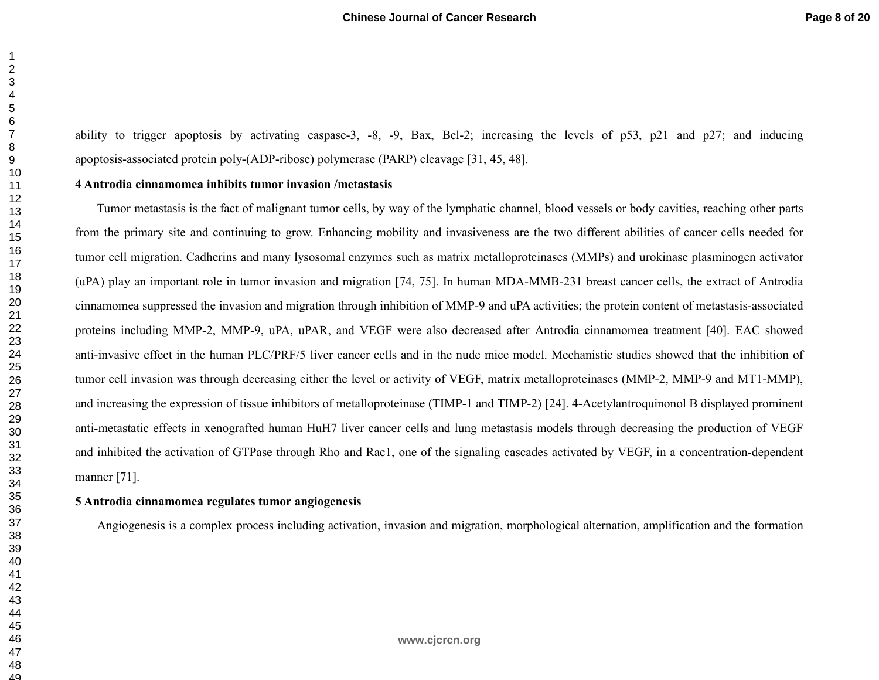ability to trigger apoptosis by activating caspase-3, -8, -9, Bax, Bcl-2; increasing the levels of p53, p21 and p27; and inducing apoptosis-associated protein poly-(ADP-ribose) polymerase (PARP) cleavage [31, 45, 48].

## 4 Antrodia cinnamomea inhibits tumor invasion /metastasis

Tumor metastasis is the fact of malignant tumor cells, by way of the lymphatic channel, blood vessels or body cavities, reaching other parts from the primary site and continuing to grow. Enhancing mobility and invasiveness are the two different abilities of cancer cells needed for tumor cell migration. Cadherins and many lysosomal enzymes such as matrix metalloproteinases (MMPs) and urokinase plasminogen activator (uPA) play an important role in tumor invasion and migration [74, 75]. In human MDA-MMB-231 breast cancer cells, the extract of Antrodia cinnamomea suppressed the invasion and migration through inhibition of MMP-9 and uPA activities; the protein content of metastasis-associated proteins including MMP-2, MMP-9, uPA, uPAR, and VEGF were also decreased after Antrodia cinnamomea treatment [40]. EAC showed anti-invasive effect in the human PLC/PRF/5 liver cancer cells and in the nude mice model. Mechanistic studies showed that the inhibition of tumor cell invasion was through decreasing either the level or activity of VEGF, matrix metalloproteinases (MMP-2, MMP-9 and MT1-MMP), and increasing the expression of tissue inhibitors of metalloproteinase (TIMP-1 and TIMP-2) [24]. 4-Acetylantroquinonol B displayed prominent anti-metastatic effects in xenografted human HuH7 liver cancer cells and lung metastasis models through decreasing the production of VEGF and inhibited the activation of GTPase through Rho and Rac1, one of the signaling cascades activated by VEGF, in a concentration-dependent manner [71].

## 5 Antrodia cinnamomea regulates tumor angiogenesis

Angiogenesis is a complex process including activation, invasion and migration, morphological alternation, amplification and the formation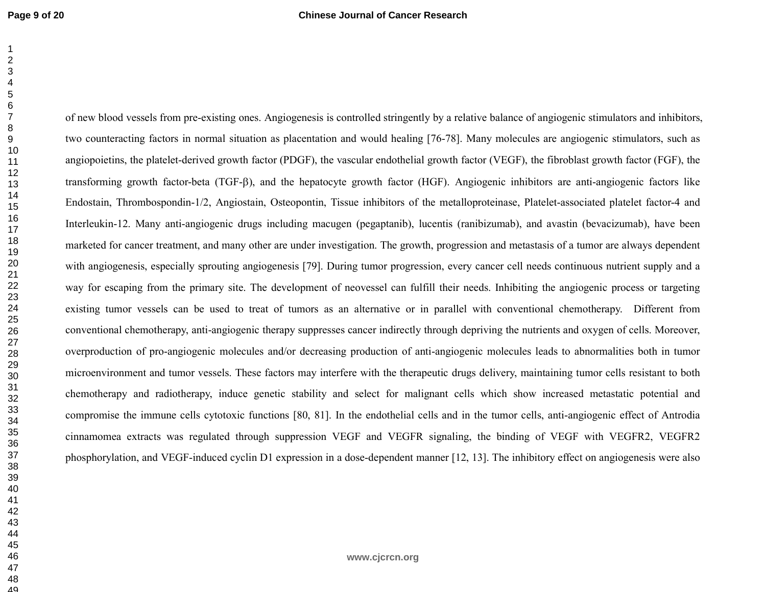of new blood vessels from pre-existing ones. Angiogenesis is controlled stringently by a relative balance of angiogenic stimulators and inhibitors, two counteracting factors in normal situation as placentation and would healing [76-78]. Many molecules are angiogenic stimulators, such as angiopoietins, the platelet-derived growth factor (PDGF), the vascular endothelial growth factor (VEGF), the fibroblast growth factor (FGF), the transforming growth factor-beta (TGF-β), and the hepatocyte growth factor (HGF). Angiogenic inhibitors are anti-angiogenic factors like Endostain, Thrombospondin-1/2, Angiostain, Osteopontin, Tissue inhibitors of the metalloproteinase, Platelet-associated platelet factor-4 and Interleukin-12. Many anti-angiogenic drugs including macugen (pegaptanib), lucentis (ranibizumab), and avastin (bevacizumab), have been marketed for cancer treatment, and many other are under investigation. The growth, progression and metastasis of a tumor are always dependent with angiogenesis, especially sprouting angiogenesis [79]. During tumor progression, every cancer cell needs continuous nutrient supply and a way for escaping from the primary site. The development of neovessel can fulfill their needs. Inhibiting the angiogenic process or targeting existing tumor vessels can be used to treat of tumors as an alternative or in parallel with conventional chemotherapy. Different from conventional chemotherapy, anti-angiogenic therapy suppresses cancer indirectly through depriving the nutrients and oxygen of cells. Moreover, overproduction of pro-angiogenic molecules and/or decreasing production of anti-angiogenic molecules leads to abnormalities both in tumor microenvironment and tumor vessels. These factors may interfere with the therapeutic drugs delivery, maintaining tumor cells resistant to both chemotherapy and radiotherapy, induce genetic stability and select for malignant cells which show increased metastatic potential and compromise the immune cells cytotoxic functions [80, 81]. In the endothelial cells and in the tumor cells, anti-angiogenic effect of Antrodia cinnamomea extracts was regulated through suppression VEGF and VEGFR signaling, the binding of VEGF with VEGFR2, VEGFR2 phosphorylation, and VEGF-induced cyclin D1 expression in a dose-dependent manner [12, 13]. The inhibitory effect on angiogenesis were also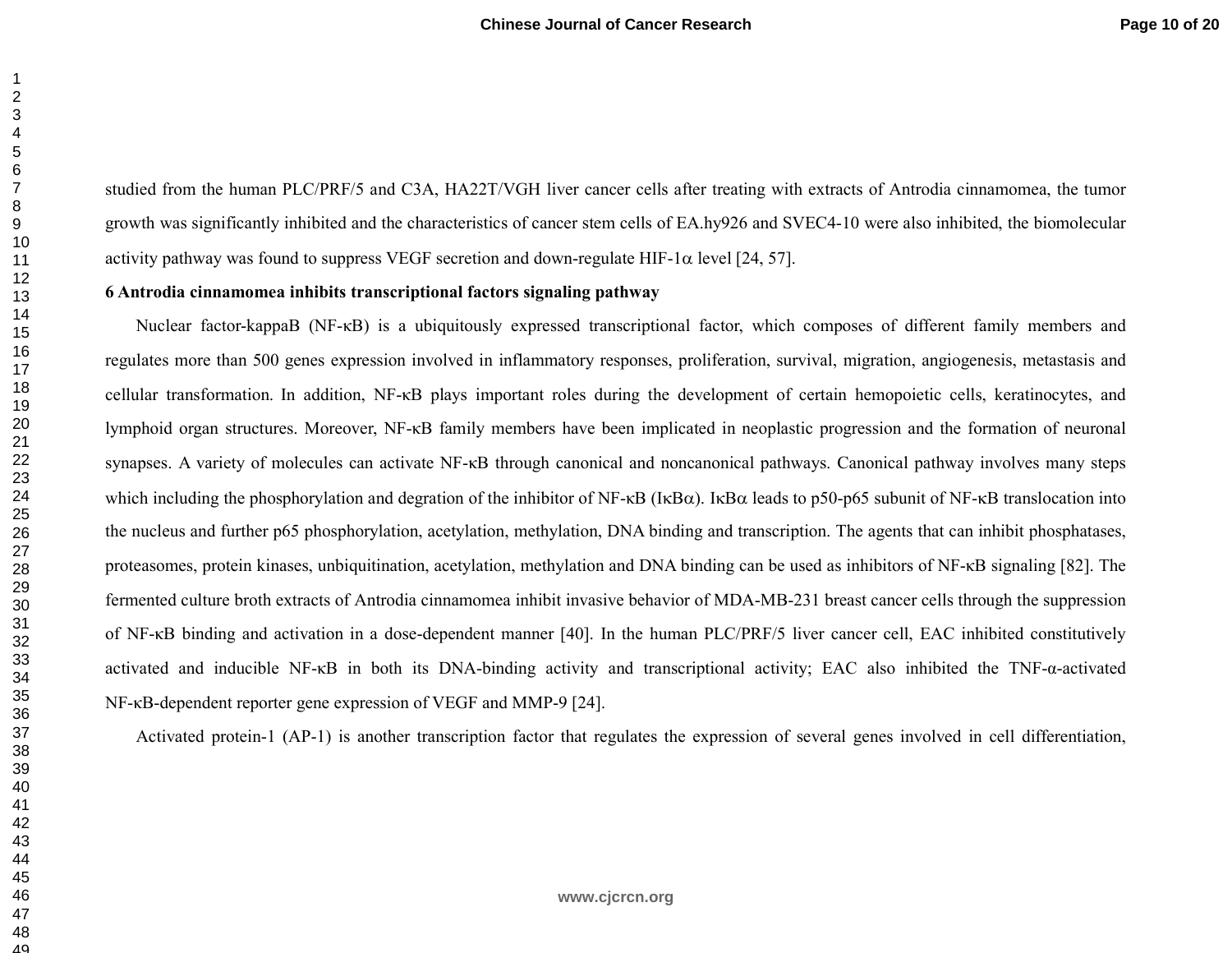studied from the human PLC/PRF/5 and C3A, HA22T/VGH liver cancer cells after treating with extracts of Antrodia cinnamomea, the tumor growth was significantly inhibited and the characteristics of cancer stem cells of EA.hy926 and SVEC4-10 were also inhibited, the biomolecular activity pathway was found to suppress VEGF secretion and down-regulate HIF-1α level [24, 57].

**6 Antrodia cinnamomea inhibits transcriptional factors signaling pathway**

Nuclear factor-kappaB (NF-κB) is a ubiquitously expressed transcriptional factor, which composes of different family members and regulates more than 500 genes expression involved in inflammatory responses, proliferation, survival, migration, angiogenesis, metastasis and cellular transformation. In addition, NF-κB plays important roles during the development of certain hemopoietic cells, keratinocytes, and lymphoid organ structures. Moreover, NF-κB family members have been implicated in neoplastic progression and the formation of neuronal synapses. A variety of molecules can activate NF-κB through canonical and noncanonical pathways. Canonical pathway involves many steps which including the phosphorylation and degration of the inhibitor of NF-κB (IκBα). IκBα leads to p50-p65 subunit of NF-κB translocation into the nucleus and further p65 phosphorylation, acetylation, methylation, DNA binding and transcription. The agents that can inhibit phosphatases, proteasomes, protein kinases, unbiquitination, acetylation, methylation and DNA binding can be used as inhibitors of NF-κB signaling [82]. The fermented culture broth extracts of Antrodia cinnamomea inhibit invasive behavior of MDA-MB-231 breast cancer cells through the suppression of NF-κB binding and activation in a dose-dependent manner [40]. In the human PLC/PRF/5 liver cancer cell, EAC inhibited constitutively activated and inducible NF-κB in both its DNA-binding activity and transcriptional activity; EAC also inhibited the TNF-α-activated NF-κB-dependent reporter gene expression of VEGF and MMP-9 [24].

Activated protein-1 (AP-1) is another transcription factor that regulates the expression of several genes involved in cell differentiation,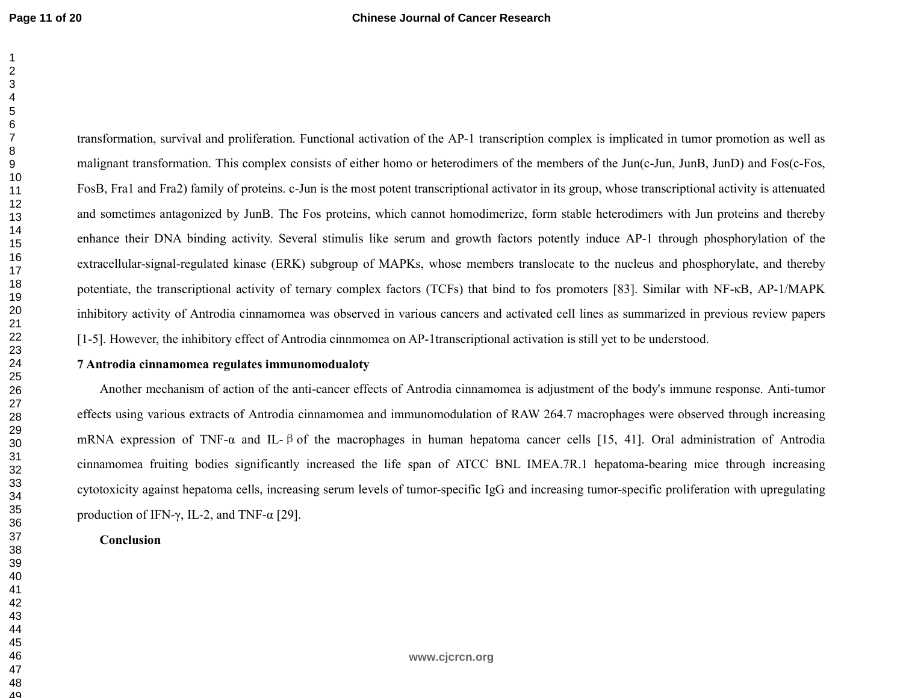transformation, survival and proliferation. Functional activation of the AP-1 transcription complex is implicated in tumor promotion as well as malignant transformation. This complex consists of either homo or heterodimers of the members of the Jun(c-Jun, JunB, JunD) and Fos(c-Fos, FosB, Fra1 and Fra2) family of proteins. c-Jun is the most potent transcriptional activator in its group, whose transcriptional activity is attenuated and sometimes antagonized by JunB. The Fos proteins, which cannot homodimerize, form stable heterodimers with Jun proteins and thereby enhance their DNA binding activity. Several stimulis like serum and growth factors potently induce AP-1 through phosphorylation of the extracellular-signal-regulated kinase (ERK) subgroup of MAPKs, whose members translocate to the nucleus and phosphorylate, and thereby potentiate, the transcriptional activity of ternary complex factors (TCFs) that bind to fos promoters [83]. Similar with NF-κB, AP-1/MAPK inhibitory activity of Antrodia cinnamomea was observed in various cancers and activated cell lines as summarized in previous review papers [1-5]. However, the inhibitory effect of Antrodia cinnmomea on AP-1transcriptional activation is still yet to be understood.

**7 Antrodia cinnamomea regulates immunomodualoty**

Another mechanism of action of the anti-cancer effects of Antrodia cinnamomea is adjustment of the body's immune response. Anti-tumor effects using various extracts of Antrodia cinnamomea and immunomodulation of RAW 264.7 macrophages were observed through increasing mRNA expression of TNF-α and IL-β of the macrophages in human hepatoma cancer cells [15, 41]. Oral administration of Antrodia cinnamomea fruiting bodies significantly increased the life span of ATCC BNL IMEA.7R.1 hepatoma-bearing mice through increasing cytotoxicity against hepatoma cells, increasing serum levels of tumor-specific IgG and increasing tumor-specific proliferation with upregulating production of IFN-γ, IL-2, and TNF-α [29].

**Conclusion**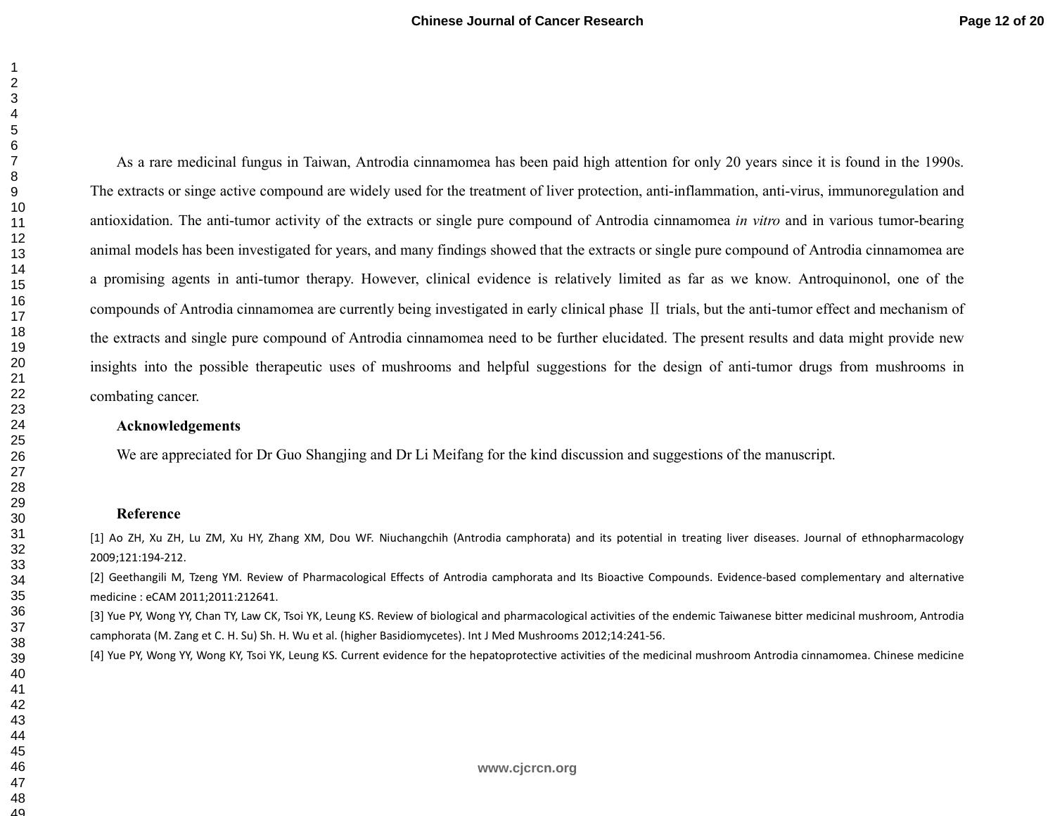As a rare medicinal fungus in Taiwan, Antrodia cinnamomea has been paid high attention for only 20 years since it is found in the 1990s. The extracts or singe active compound are widely used for the treatment of liver protection, anti-inflammation, anti-virus, immunoregulation and antioxidation. The anti-tumor activity of the extracts or single pure compound of Antrodia cinnamomea *in vitro* and in various tumor-bearing animal models has been investigated for years, and many findings showed that the extracts or single pure compound of Antrodia cinnamomea are a promising agents in anti-tumor therapy. However, clinical evidence is relatively limited as far as we know. Antroquinonol, one of the compounds of Antrodia cinnamomea are currently being investigated in early clinical phase Ⅱ trials, but the anti-tumor effect and mechanism of the extracts and single pure compound of Antrodia cinnamomea need to be further elucidated. The present results and data might provide new insights into the possible therapeutic uses of mushrooms and helpful suggestions for the design of anti-tumor drugs from mushrooms in combating cancer.

**Acknowledgements**

We are appreciated for Dr Guo Shangjing and Dr Li Meifang for the kind discussion and suggestions of the manuscript.

**Reference**

[1] Ao ZH, Xu ZH, Lu ZM, Xu HY, Zhang XM, Dou WF. Niuchangchih (Antrodia camphorata) and its potential in treating liver diseases. Journal of ethnopharmacology 2009;121:194-212.

[2] Geethangili M, Tzeng YM. Review of Pharmacological Effects of Antrodia camphorata and Its Bioactive Compounds. Evidence-based complementary and alternative medicine : eCAM 2011;2011:212641.

[3] Yue PY, Wong YY, Chan TY, Law CK, Tsoi YK, Leung KS. Review of biological and pharmacological activities of the endemic Taiwanese bitter medicinal mushroom, Antrodia camphorata (M. Zang et C. H. Su) Sh. H. Wu et al. (higher Basidiomycetes). Int J Med Mushrooms 2012;14:241-56.

[4] Yue PY, Wong YY, Wong KY, Tsoi YK, Leung KS. Current evidence for the hepatoprotective activities of the medicinal mushroom Antrodia cinnamomea. Chinese medicine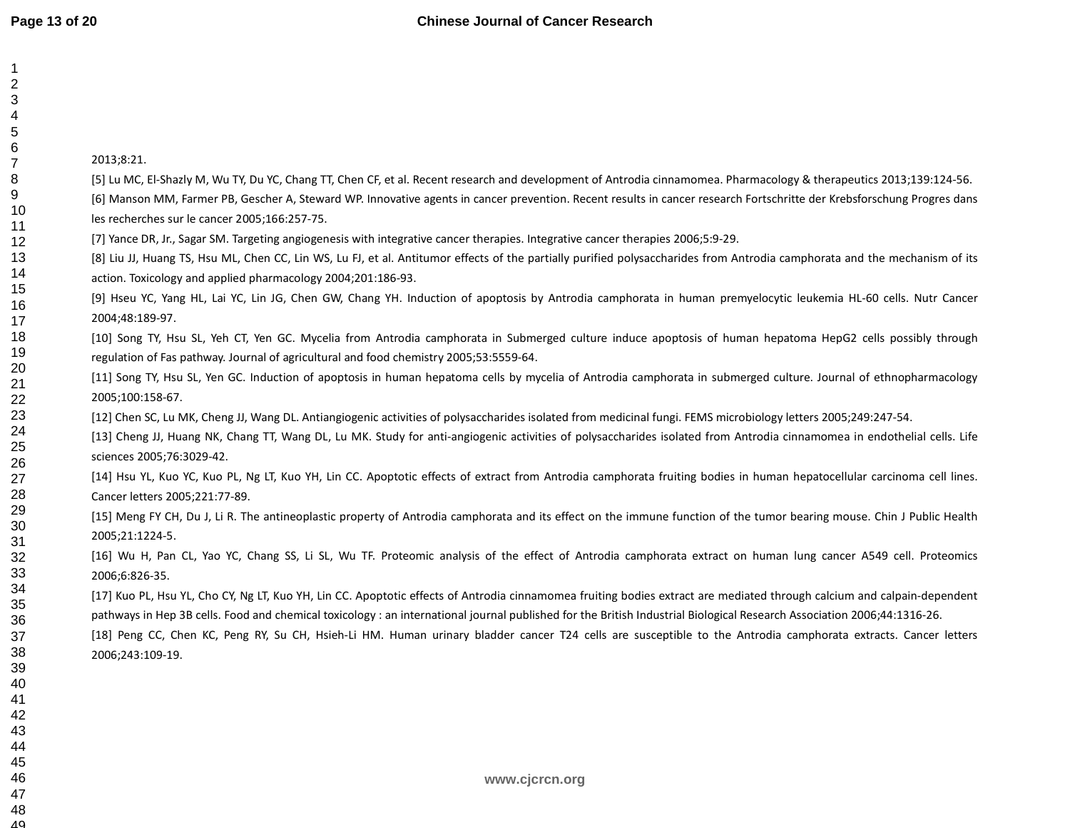2013;8:21.

[5] Lu MC, El-Shazly M, Wu TY, Du YC, Chang TT, Chen CF, et al. Recent research and development of Antrodia cinnamomea. Pharmacology & therapeutics 2013;139:124-56.

[6] Manson MM, Farmer PB, Gescher A, Steward WP. Innovative agents in cancer prevention. Recent results in cancer research Fortschritte der Krebsforschung Progres dans les recherches sur le cancer 2005;166:257-75.

[7] Yance DR, Jr., Sagar SM. Targeting angiogenesis with integrative cancer therapies. Integrative cancer therapies 2006;5:9-29.

[8] Liu JJ, Huang TS, Hsu ML, Chen CC, Lin WS, Lu FJ, et al. Antitumor effects of the partially purified polysaccharides from Antrodia camphorata and the mechanism of its action. Toxicology and applied pharmacology 2004;201:186-93.

[9] Hseu YC, Yang HL, Lai YC, Lin JG, Chen GW, Chang YH. Induction of apoptosis by Antrodia camphorata in human premyelocytic leukemia HL-60 cells. Nutr Cancer 2004;48:189-97.

[10] Song TY, Hsu SL, Yeh CT, Yen GC. Mycelia from Antrodia camphorata in Submerged culture induce apoptosis of human hepatoma HepG2 cells possibly through regulation of Fas pathway. Journal of agricultural and food chemistry 2005;53:5559-64.

[11] Song TY, Hsu SL, Yen GC. Induction of apoptosis in human hepatoma cells by mycelia of Antrodia camphorata in submerged culture. Journal of ethnopharmacology 2005;100:158-67.

[12] Chen SC, Lu MK, Cheng JJ, Wang DL. Antiangiogenic activities of polysaccharides isolated from medicinal fungi. FEMS microbiology letters 2005;249:247-54.

[13] Cheng JJ, Huang NK, Chang TT, Wang DL, Lu MK. Study for anti-angiogenic activities of polysaccharides isolated from Antrodia cinnamomea in endothelial cells. Life sciences 2005;76:3029-42.

[14] Hsu YL, Kuo YC, Kuo PL, Ng LT, Kuo YH, Lin CC. Apoptotic effects of extract from Antrodia camphorata fruiting bodies in human hepatocellular carcinoma cell lines. Cancer letters 2005;221:77-89.

[15] Meng FY CH, Du J, Li R. The antineoplastic property of Antrodia camphorata and its effect on the immune function of the tumor bearing mouse. Chin J Public Health 2005;21:1224-5.

[16] Wu H, Pan CL, Yao YC, Chang SS, Li SL, Wu TF. Proteomic analysis of the effect of Antrodia camphorata extract on human lung cancer A549 cell. Proteomics 2006;6:826-35.

[17] Kuo PL, Hsu YL, Cho CY, Ng LT, Kuo YH, Lin CC. Apoptotic effects of Antrodia cinnamomea fruiting bodies extract are mediated through calcium and calpain-dependent pathways in Hep 3B cells. Food and chemical toxicology : an international journal published for the British Industrial Biological Research Association 2006;44:1316-26.

[18] Peng CC, Chen KC, Peng RY, Su CH, Hsieh-Li HM. Human urinary bladder cancer T24 cells are susceptible to the Antrodia camphorata extracts. Cancer letters 2006;243:109-19.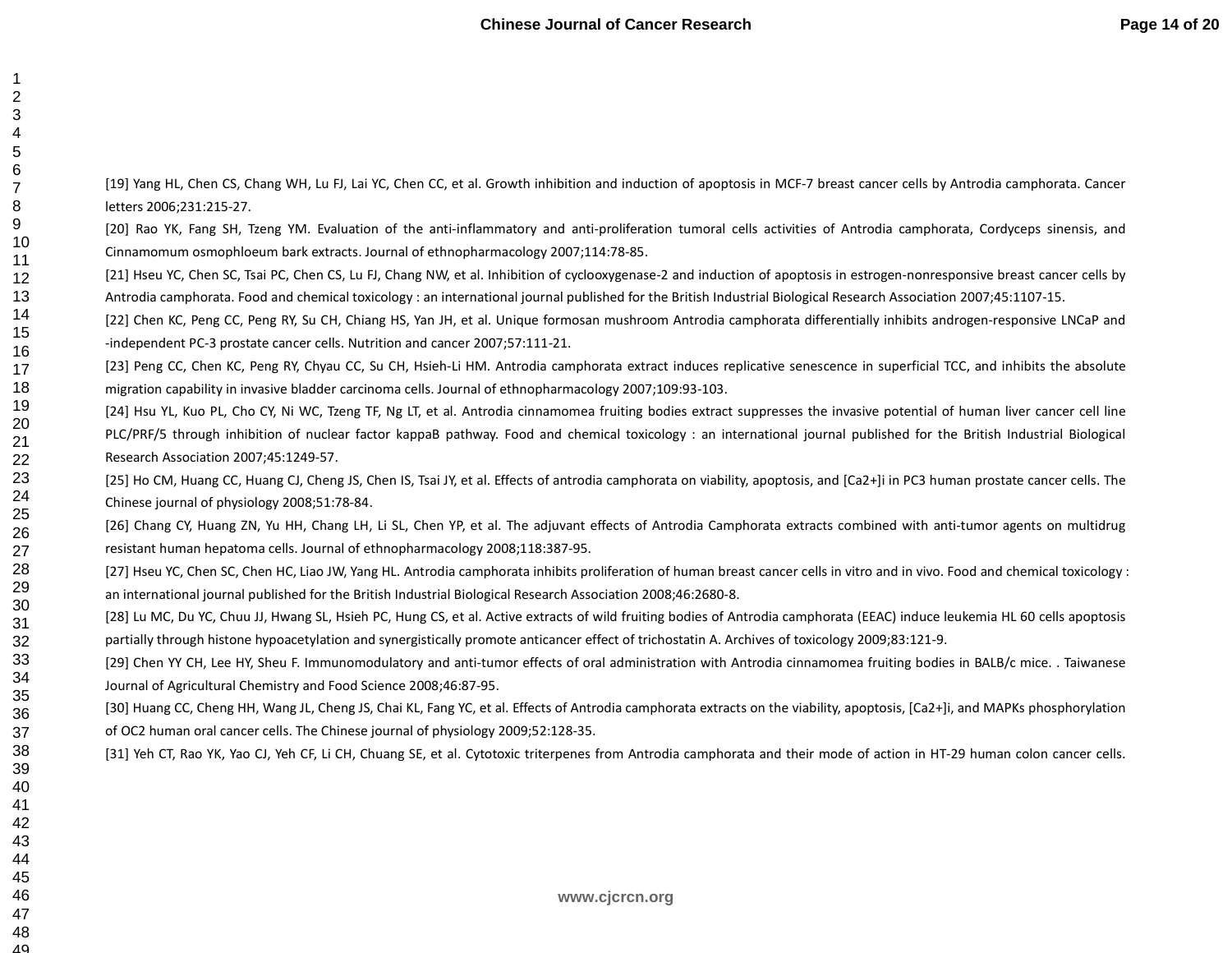[19] Yang HL, Chen CS, Chang WH, Lu FJ, Lai YC, Chen CC, et al. Growth inhibition and induction of apoptosis in MCF-7 breast cancer cells by Antrodia camphorata. Cancer letters 2006;231:215-27.

[20] Rao YK, Fang SH, Tzeng YM. Evaluation of the anti-inflammatory and anti-proliferation tumoral cells activities of Antrodia camphorata, Cordyceps sinensis, and Cinnamomum osmophloeum bark extracts. Journal of ethnopharmacology 2007;114:78-85.

[21] Hseu YC, Chen SC, Tsai PC, Chen CS, Lu FJ, Chang NW, et al. Inhibition of cyclooxygenase-2 and induction of apoptosis in estrogen-nonresponsive breast cancer cells by Antrodia camphorata. Food and chemical toxicology : an international journal published for the British Industrial Biological Research Association 2007;45:1107-15.

[22] Chen KC, Peng CC, Peng RY, Su CH, Chiang HS, Yan JH, et al. Unique formosan mushroom Antrodia camphorata differentially inhibits androgen-responsive LNCaP and -independent PC-3 prostate cancer cells. Nutrition and cancer 2007;57:111-21.

[23] Peng CC, Chen KC, Peng RY, Chyau CC, Su CH, Hsieh-Li HM. Antrodia camphorata extract induces replicative senescence in superficial TCC, and inhibits the absolute migration capability in invasive bladder carcinoma cells. Journal of ethnopharmacology 2007;109:93-103.

[24] Hsu YL, Kuo PL, Cho CY, Ni WC, Tzeng TF, Ng LT, et al. Antrodia cinnamomea fruiting bodies extract suppresses the invasive potential of human liver cancer cell line PLC/PRF/5 through inhibition of nuclear factor kappaB pathway. Food and chemical toxicology : an international journal published for the British Industrial Biological Research Association 2007;45:1249-57.

[25] Ho CM, Huang CC, Huang CJ, Cheng JS, Chen IS, Tsai JY, et al. Effects of antrodia camphorata on viability, apoptosis, and [Ca2+]i in PC3 human prostate cancer cells. The Chinese journal of physiology 2008;51:78-84.

[26] Chang CY, Huang ZN, Yu HH, Chang LH, Li SL, Chen YP, et al. The adjuvant effects of Antrodia Camphorata extracts combined with anti-tumor agents on multidrug resistant human hepatoma cells. Journal of ethnopharmacology 2008;118:387-95.

[27] Hseu YC, Chen SC, Chen HC, Liao JW, Yang HL. Antrodia camphorata inhibits proliferation of human breast cancer cells in vitro and in vivo. Food and chemical toxicology : an international journal published for the British Industrial Biological Research Association 2008;46:2680-8.

[28] Lu MC, Du YC, Chuu JJ, Hwang SL, Hsieh PC, Hung CS, et al. Active extracts of wild fruiting bodies of Antrodia camphorata (EEAC) induce leukemia HL 60 cells apoptosis partially through histone hypoacetylation and synergistically promote anticancer effect of trichostatin A. Archives of toxicology 2009;83:121-9.

[29] Chen YY CH, Lee HY, Sheu F. Immunomodulatory and anti-tumor effects of oral administration with Antrodia cinnamomea fruiting bodies in BALB/c mice. . Taiwanese Journal of Agricultural Chemistry and Food Science 2008;46:87-95.

[30] Huang CC, Cheng HH, Wang JL, Cheng JS, Chai KL, Fang YC, et al. Effects of Antrodia camphorata extracts on the viability, apoptosis, [Ca2+]i, and MAPKs phosphorylation of OC2 human oral cancer cells. The Chinese journal of physiology 2009;52:128-35.

[31] Yeh CT, Rao YK, Yao CJ, Yeh CF, Li CH, Chuang SE, et al. Cytotoxic triterpenes from Antrodia camphorata and their mode of action in HT-29 human colon cancer cells.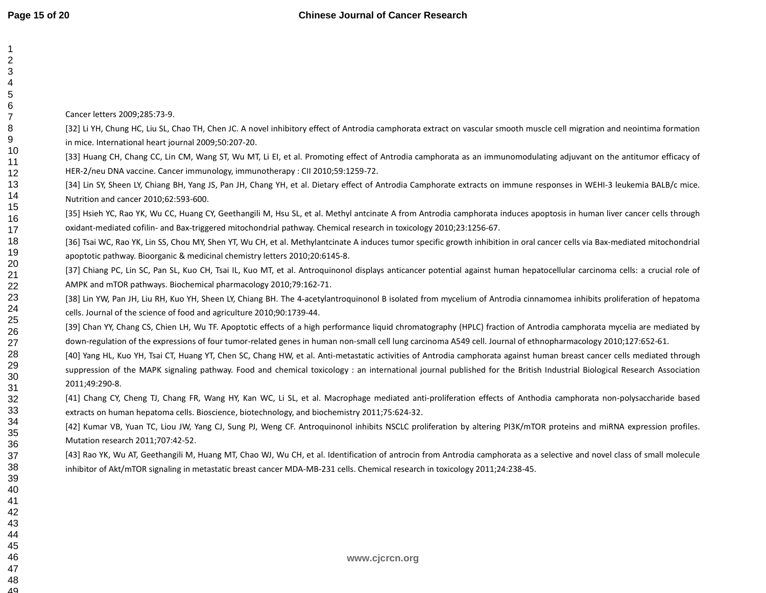Cancer letters 2009;285:73-9.

[32] Li YH, Chung HC, Liu SL, Chao TH, Chen JC. A novel inhibitory effect of Antrodia camphorata extract on vascular smooth muscle cell migration and neointima formation in mice. International heart journal 2009;50:207-20.

[33] Huang CH, Chang CC, Lin CM, Wang ST, Wu MT, Li EI, et al. Promoting effect of Antrodia camphorata as an immunomodulating adjuvant on the antitumor efficacy of HER-2/neu DNA vaccine. Cancer immunology, immunotherapy : CII 2010;59:1259-72.

[34] Lin SY, Sheen LY, Chiang BH, Yang JS, Pan JH, Chang YH, et al. Dietary effect of Antrodia Camphorate extracts on immune responses in WEHI-3 leukemia BALB/c mice. Nutrition and cancer 2010;62:593-600.

[35] Hsieh YC, Rao YK, Wu CC, Huang CY, Geethangili M, Hsu SL, et al. Methyl antcinate A from Antrodia camphorata induces apoptosis in human liver cancer cells through oxidant-mediated cofilin- and Bax-triggered mitochondrial pathway. Chemical research in toxicology 2010;23:1256-67.

[36] Tsai WC, Rao YK, Lin SS, Chou MY, Shen YT, Wu CH, et al. Methylantcinate A induces tumor specific growth inhibition in oral cancer cells via Bax-mediated mitochondrial apoptotic pathway. Bioorganic & medicinal chemistry letters 2010;20:6145-8.

[37] Chiang PC, Lin SC, Pan SL, Kuo CH, Tsai IL, Kuo MT, et al. Antroquinonol displays anticancer potential against human hepatocellular carcinoma cells: a crucial role of AMPK and mTOR pathways. Biochemical pharmacology 2010;79:162-71.

[38] Lin YW, Pan JH, Liu RH, Kuo YH, Sheen LY, Chiang BH. The 4-acetylantroquinonol B isolated from mycelium of Antrodia cinnamomea inhibits proliferation of hepatoma cells. Journal of the science of food and agriculture 2010;90:1739-44.

[39] Chan YY, Chang CS, Chien LH, Wu TF. Apoptotic effects of a high performance liquid chromatography (HPLC) fraction of Antrodia camphorata mycelia are mediated by down-regulation of the expressions of four tumor-related genes in human non-small cell lung carcinoma A549 cell. Journal of ethnopharmacology 2010;127:652-61.

[40] Yang HL, Kuo YH, Tsai CT, Huang YT, Chen SC, Chang HW, et al. Anti-metastatic activities of Antrodia camphorata against human breast cancer cells mediated through suppression of the MAPK signaling pathway. Food and chemical toxicology : an international journal published for the British Industrial Biological Research Association 2011;49:290-8.

[41] Chang CY, Cheng TJ, Chang FR, Wang HY, Kan WC, Li SL, et al. Macrophage mediated anti-proliferation effects of Anthodia camphorata non-polysaccharide based extracts on human hepatoma cells. Bioscience, biotechnology, and biochemistry 2011;75:624-32.

[42] Kumar VB, Yuan TC, Liou JW, Yang CJ, Sung PJ, Weng CF. Antroquinonol inhibits NSCLC proliferation by altering PI3K/mTOR proteins and miRNA expression profiles. Mutation research 2011;707:42-52.

[43] Rao YK, Wu AT, Geethangili M, Huang MT, Chao WJ, Wu CH, et al. Identification of antrocin from Antrodia camphorata as a selective and novel class of small molecule inhibitor of Akt/mTOR signaling in metastatic breast cancer MDA-MB-231 cells. Chemical research in toxicology 2011;24:238-45.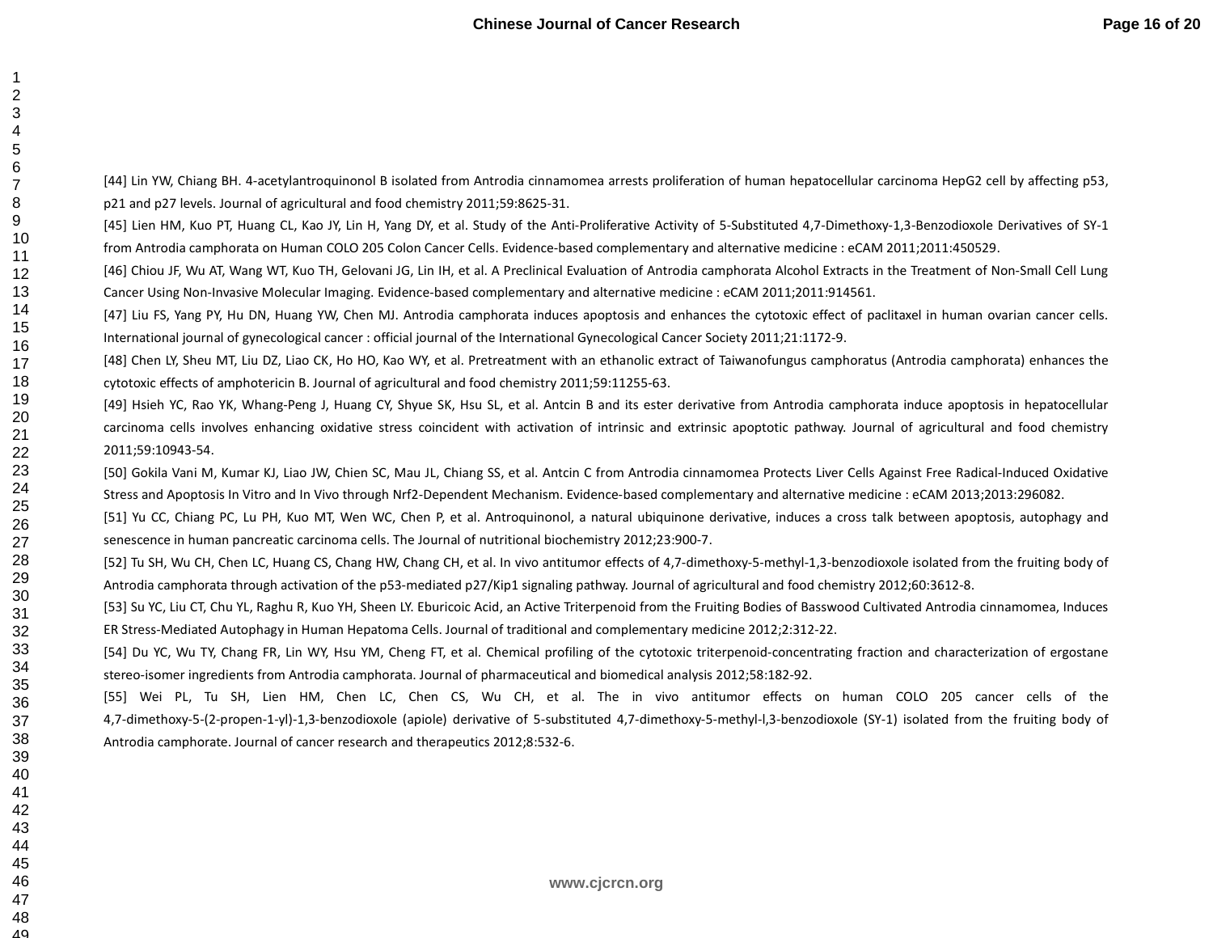[44] Lin YW, Chiang BH. 4-acetylantroquinonol B isolated from Antrodia cinnamomea arrests proliferation of human hepatocellular carcinoma HepG2 cell by affecting p53, p21 and p27 levels. Journal of agricultural and food chemistry 2011;59:8625-31.

[45] Lien HM, Kuo PT, Huang CL, Kao JY, Lin H, Yang DY, et al. Study of the Anti-Proliferative Activity of 5-Substituted 4,7-Dimethoxy-1,3-Benzodioxole Derivatives of SY-1 from Antrodia camphorata on Human COLO 205 Colon Cancer Cells. Evidence-based complementary and alternative medicine : eCAM 2011;2011:450529.

[46] Chiou JF, Wu AT, Wang WT, Kuo TH, Gelovani JG, Lin IH, et al. A Preclinical Evaluation of Antrodia camphorata Alcohol Extracts in the Treatment of Non-Small Cell Lung Cancer Using Non-Invasive Molecular Imaging. Evidence-based complementary and alternative medicine : eCAM 2011;2011:914561.

[47] Liu FS, Yang PY, Hu DN, Huang YW, Chen MJ. Antrodia camphorata induces apoptosis and enhances the cytotoxic effect of paclitaxel in human ovarian cancer cells. International journal of gynecological cancer : official journal of the International Gynecological Cancer Society 2011;21:1172-9.

[48] Chen LY, Sheu MT, Liu DZ, Liao CK, Ho HO, Kao WY, et al. Pretreatment with an ethanolic extract of Taiwanofungus camphoratus (Antrodia camphorata) enhances the cytotoxic effects of amphotericin B. Journal of agricultural and food chemistry 2011;59:11255-63.

[49] Hsieh YC, Rao YK, Whang-Peng J, Huang CY, Shyue SK, Hsu SL, et al. Antcin B and its ester derivative from Antrodia camphorata induce apoptosis in hepatocellular carcinoma cells involves enhancing oxidative stress coincident with activation of intrinsic and extrinsic apoptotic pathway. Journal of agricultural and food chemistry 2011;59:10943-54.

[50] Gokila Vani M, Kumar KJ, Liao JW, Chien SC, Mau JL, Chiang SS, et al. Antcin C from Antrodia cinnamomea Protects Liver Cells Against Free Radical-Induced Oxidative Stress and Apoptosis In Vitro and In Vivo through Nrf2-Dependent Mechanism. Evidence-based complementary and alternative medicine : eCAM 2013;2013:296082.

[51] Yu CC, Chiang PC, Lu PH, Kuo MT, Wen WC, Chen P, et al. Antroquinonol, a natural ubiquinone derivative, induces a cross talk between apoptosis, autophagy and senescence in human pancreatic carcinoma cells. The Journal of nutritional biochemistry 2012;23:900-7.

[52] Tu SH, Wu CH, Chen LC, Huang CS, Chang HW, Chang CH, et al. In vivo antitumor effects of 4,7-dimethoxy-5-methyl-1,3-benzodioxole isolated from the fruiting body of Antrodia camphorata through activation of the p53-mediated p27/Kip1 signaling pathway. Journal of agricultural and food chemistry 2012;60:3612-8.

[53] Su YC, Liu CT, Chu YL, Raghu R, Kuo YH, Sheen LY. Eburicoic Acid, an Active Triterpenoid from the Fruiting Bodies of Basswood Cultivated Antrodia cinnamomea, Induces ER Stress-Mediated Autophagy in Human Hepatoma Cells. Journal of traditional and complementary medicine 2012;2:312-22.

[54] Du YC, Wu TY, Chang FR, Lin WY, Hsu YM, Cheng FT, et al. Chemical profiling of the cytotoxic triterpenoid-concentrating fraction and characterization of ergostane stereo-isomer ingredients from Antrodia camphorata. Journal of pharmaceutical and biomedical analysis 2012;58:182-92.

[55] Wei PL, Tu SH, Lien HM, Chen LC, Chen CS, Wu CH, et al. The in vivo antitumor effects on human COLO 205 cancer cells of the 4,7-dimethoxy-5-(2-propen-1-yl)-1,3-benzodioxole (apiole) derivative of 5-substituted 4,7-dimethoxy-5-methyl-l,3-benzodioxole (SY-1) isolated from the fruiting body of Antrodia camphorate. Journal of cancer research and therapeutics 2012;8:532-6.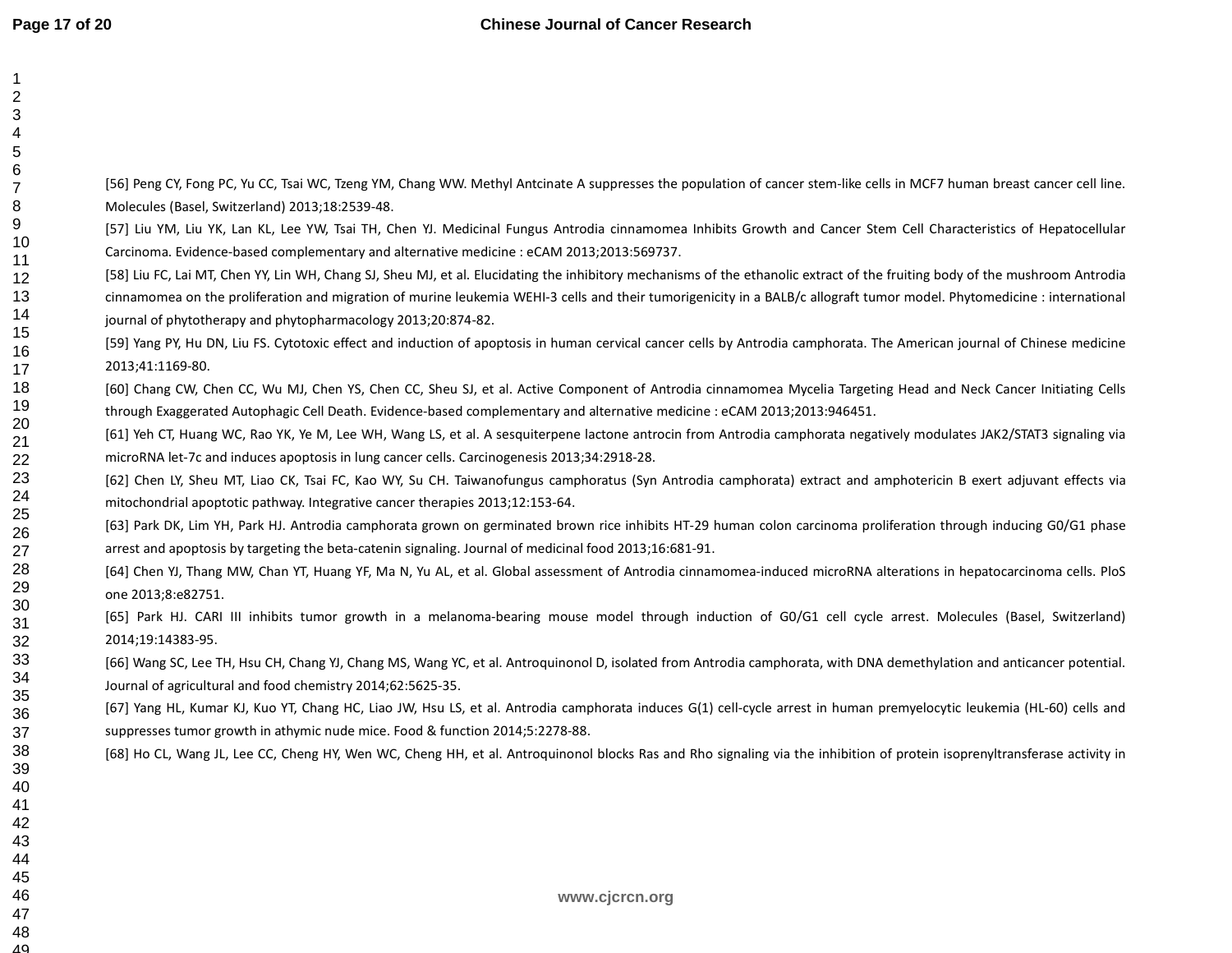[56] Peng CY, Fong PC, Yu CC, Tsai WC, Tzeng YM, Chang WW. Methyl Antcinate A suppresses the population of cancer stem-like cells in MCF7 human breast cancer cell line. Molecules (Basel, Switzerland) 2013;18:2539-48.

[57] Liu YM, Liu YK, Lan KL, Lee YW, Tsai TH, Chen YJ. Medicinal Fungus Antrodia cinnamomea Inhibits Growth and Cancer Stem Cell Characteristics of Hepatocellular Carcinoma. Evidence-based complementary and alternative medicine : eCAM 2013;2013:569737.

[58] Liu FC, Lai MT, Chen YY, Lin WH, Chang SJ, Sheu MJ, et al. Elucidating the inhibitory mechanisms of the ethanolic extract of the fruiting body of the mushroom Antrodia cinnamomea on the proliferation and migration of murine leukemia WEHI-3 cells and their tumorigenicity in a BALB/c allograft tumor model. Phytomedicine : international journal of phytotherapy and phytopharmacology 2013;20:874-82.

[59] Yang PY, Hu DN, Liu FS. Cytotoxic effect and induction of apoptosis in human cervical cancer cells by Antrodia camphorata. The American journal of Chinese medicine 2013;41:1169-80.

[60] Chang CW, Chen CC, Wu MJ, Chen YS, Chen CC, Sheu SJ, et al. Active Component of Antrodia cinnamomea Mycelia Targeting Head and Neck Cancer Initiating Cells through Exaggerated Autophagic Cell Death. Evidence-based complementary and alternative medicine : eCAM 2013;2013:946451.

[61] Yeh CT, Huang WC, Rao YK, Ye M, Lee WH, Wang LS, et al. A sesquiterpene lactone antrocin from Antrodia camphorata negatively modulates JAK2/STAT3 signaling via microRNA let-7c and induces apoptosis in lung cancer cells. Carcinogenesis 2013;34:2918-28.

[62] Chen LY, Sheu MT, Liao CK, Tsai FC, Kao WY, Su CH. Taiwanofungus camphoratus (Syn Antrodia camphorata) extract and amphotericin B exert adjuvant effects via mitochondrial apoptotic pathway. Integrative cancer therapies 2013;12:153-64.

[63] Park DK, Lim YH, Park HJ. Antrodia camphorata grown on germinated brown rice inhibits HT-29 human colon carcinoma proliferation through inducing G0/G1 phase arrest and apoptosis by targeting the beta-catenin signaling. Journal of medicinal food 2013;16:681-91.

[64] Chen YJ, Thang MW, Chan YT, Huang YF, Ma N, Yu AL, et al. Global assessment of Antrodia cinnamomea-induced microRNA alterations in hepatocarcinoma cells. PloS one 2013;8:e82751.

[65] Park HJ. CARI III inhibits tumor growth in a melanoma-bearing mouse model through induction of G0/G1 cell cycle arrest. Molecules (Basel, Switzerland) 2014;19:14383-95.

[66] Wang SC, Lee TH, Hsu CH, Chang YJ, Chang MS, Wang YC, et al. Antroquinonol D, isolated from Antrodia camphorata, with DNA demethylation and anticancer potential. Journal of agricultural and food chemistry 2014;62:5625-35.

[67] Yang HL, Kumar KJ, Kuo YT, Chang HC, Liao JW, Hsu LS, et al. Antrodia camphorata induces G(1) cell-cycle arrest in human premyelocytic leukemia (HL-60) cells and suppresses tumor growth in athymic nude mice. Food & function 2014;5:2278-88.

[68] Ho CL, Wang JL, Lee CC, Cheng HY, Wen WC, Cheng HH, et al. Antroquinonol blocks Ras and Rho signaling via the inhibition of protein isoprenyltransferase activity in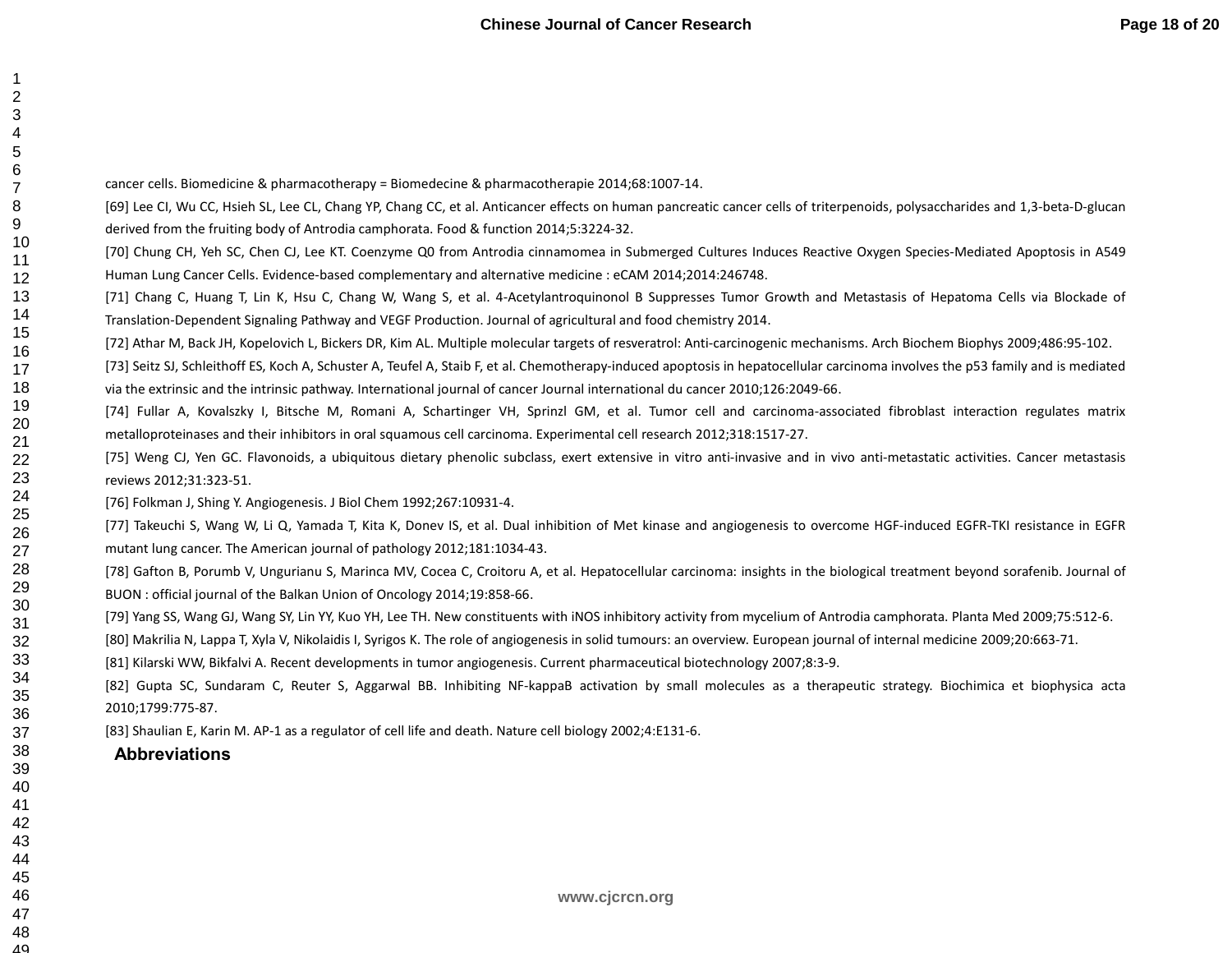cancer cells. Biomedicine & pharmacotherapy = Biomedecine & pharmacotherapie 2014;68:1007-14.

[69] Lee CI, Wu CC, Hsieh SL, Lee CL, Chang YP, Chang CC, et al. Anticancer effects on human pancreatic cancer cells of triterpenoids, polysaccharides and 1,3-beta-D-glucan derived from the fruiting body of Antrodia camphorata. Food & function 2014;5:3224-32.

[70] Chung CH, Yeh SC, Chen CJ, Lee KT. Coenzyme Q0 from Antrodia cinnamomea in Submerged Cultures Induces Reactive Oxygen Species-Mediated Apoptosis in A549 Human Lung Cancer Cells. Evidence-based complementary and alternative medicine : eCAM 2014;2014:246748.

[71] Chang C, Huang T, Lin K, Hsu C, Chang W, Wang S, et al. 4-Acetylantroquinonol B Suppresses Tumor Growth and Metastasis of Hepatoma Cells via Blockade of Translation-Dependent Signaling Pathway and VEGF Production. Journal of agricultural and food chemistry 2014.

[72] Athar M, Back JH, Kopelovich L, Bickers DR, Kim AL. Multiple molecular targets of resveratrol: Anti-carcinogenic mechanisms. Arch Biochem Biophys 2009;486:95-102.

[73] Seitz SJ, Schleithoff ES, Koch A, Schuster A, Teufel A, Staib F, et al. Chemotherapy-induced apoptosis in hepatocellular carcinoma involves the p53 family and is mediated via the extrinsic and the intrinsic pathway. International journal of cancer Journal international du cancer 2010;126:2049-66.

[74] Fullar A, Kovalszky I, Bitsche M, Romani A, Schartinger VH, Sprinzl GM, et al. Tumor cell and carcinoma-associated fibroblast interaction regulates matrix metalloproteinases and their inhibitors in oral squamous cell carcinoma. Experimental cell research 2012;318:1517-27.

[75] Weng CJ, Yen GC. Flavonoids, a ubiquitous dietary phenolic subclass, exert extensive in vitro anti-invasive and in vivo anti-metastatic activities. Cancer metastasis reviews 2012;31:323-51.

[76] Folkman J, Shing Y. Angiogenesis. J Biol Chem 1992;267:10931-4.

[77] Takeuchi S, Wang W, Li Q, Yamada T, Kita K, Donev IS, et al. Dual inhibition of Met kinase and angiogenesis to overcome HGF-induced EGFR-TKI resistance in EGFR mutant lung cancer. The American journal of pathology 2012;181:1034-43.

[78] Gafton B, Porumb V, Ungurianu S, Marinca MV, Cocea C, Croitoru A, et al. Hepatocellular carcinoma: insights in the biological treatment beyond sorafenib. Journal of BUON : official journal of the Balkan Union of Oncology 2014;19:858-66.

[79] Yang SS, Wang GJ, Wang SY, Lin YY, Kuo YH, Lee TH. New constituents with iNOS inhibitory activity from mycelium of Antrodia camphorata. Planta Med 2009;75:512-6.

[80] Makrilia N, Lappa T, Xyla V, Nikolaidis I, Syrigos K. The role of angiogenesis in solid tumours: an overview. European journal of internal medicine 2009;20:663-71.

[81] Kilarski WW, Bikfalvi A. Recent developments in tumor angiogenesis. Current pharmaceutical biotechnology 2007;8:3-9.

[82] Gupta SC, Sundaram C, Reuter S, Aggarwal BB. Inhibiting NF-kappaB activation by small molecules as a therapeutic strategy. Biochimica et biophysica acta 2010;1799:775-87.

[83] Shaulian E, Karin M. AP-1 as a regulator of cell life and death. Nature cell biology 2002;4:E131-6.

## Abbreviations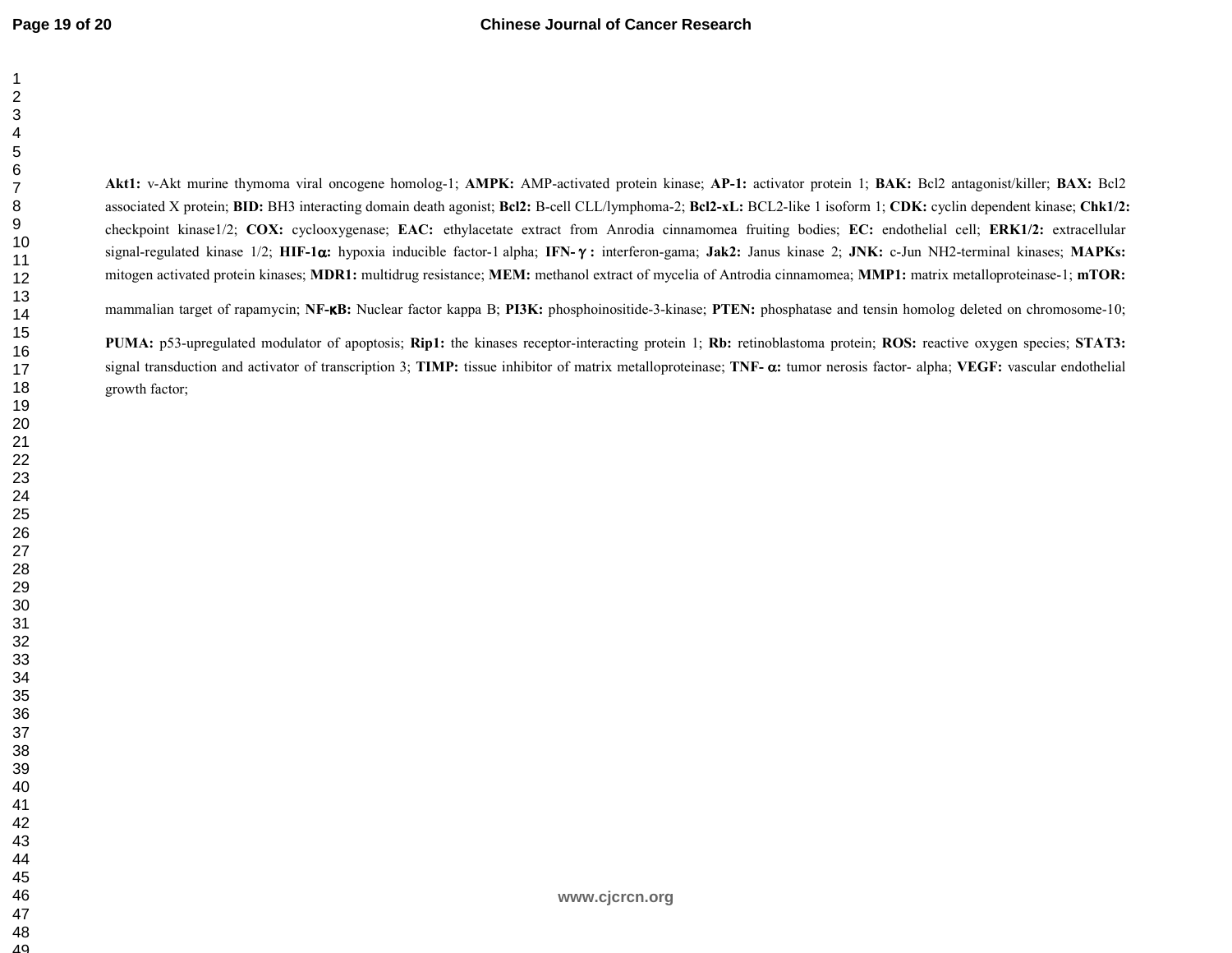**Akt1:** v-Akt murine thymoma viral oncogene homolog-1; **AMPK:** AMP-activated protein kinase; **AP-1:** activator protein 1; **BAK:** Bcl2 antagonist/killer; **BAX:** Bcl2 associated X protein; **BID:** BH3 interacting domain death agonist; **Bcl2:** B-cell CLL/lymphoma-2; **Bcl2-xL:** BCL2-like 1 isoform 1; **CDK:** cyclin dependent kinase; **Chk1/2:** checkpoint kinase1/2; **COX:** cyclooxygenase; **EAC:** ethylacetate extract from Anrodia cinnamomea fruiting bodies; **EC:** endothelial cell; **ERK1/2:** extracellular signal-regulated kinase 1/2; **HIF-1α:** hypoxia inducible factor-1 alpha; **IFN-γ:** interferon-gama; **Jak2:** Janus kinase 2; **JNK:** c-Jun NH2-terminal kinases; **MAPKs:** mitogen activated protein kinases; **MDR1:** multidrug resistance; **MEM:** methanol extract of mycelia of Antrodia cinnamomea; **MMP1:** matrix metalloproteinase-1; **mTOR:** mammalian target of rapamycin; **NF-κB:** Nuclear factor kappa B; **PI3K:** phosphoinositide-3-kinase; **PTEN:** phosphatase and tensin homolog deleted on chromosome-10; **PUMA:** p53-upregulated modulator of apoptosis; **Rip1:** the kinases receptor-interacting protein 1; **Rb:** retinoblastoma protein; **ROS:** reactive oxygen species; **STAT3:** signal transduction and activator of transcription 3; **TIMP:** tissue inhibitor of matrix metalloproteinase; **TNF-α:** tumor nerosis factor- alpha; **VEGF:** vascular endothelial growth factor;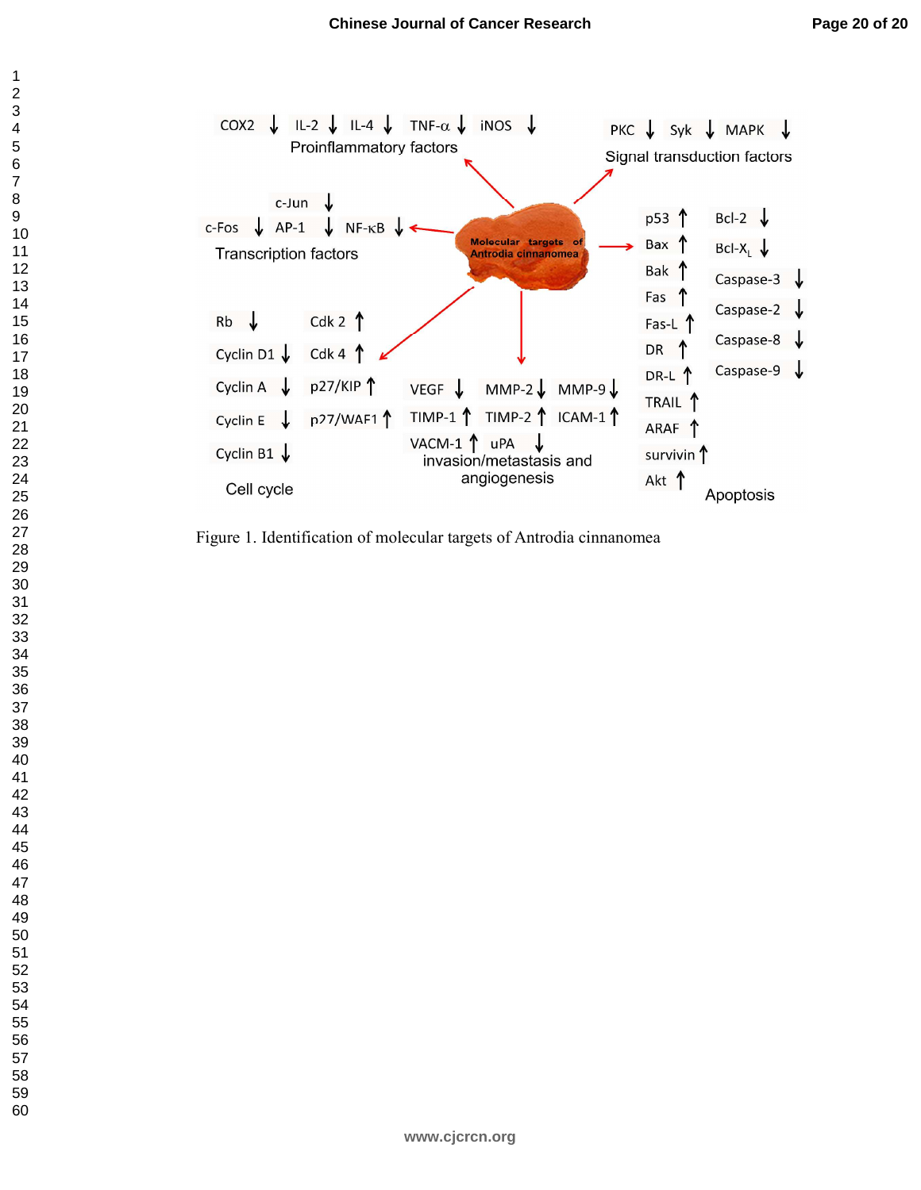COX2 ↓ IL-2 ↓ IL-4 ↓ TNF-α ↓ iNOS ↓

Proinflammatory factors

PKC ↓ Syk ↓ MAPK ↓

Signal transduction factors

c-Jun ↓

c-Fos ↓ AP-1 ↓ NF-κB ↓

Transcription factors

Molecular targets of Antrodia cinnamomea

p53 ↑ Bcl-2 ↓

Bax ↑ Bcl-X$_L$ ↓

Bak ↑ Caspase-3 ↓

Fas ↑ Caspase-2 ↓

Fas-L ↑ Caspase-8 ↓

DR ↑ Caspase-9 ↓

DR-L ↑

TRAIL ↑

ARAF ↑

survivin ↑

Akt ↑

Apoptosis

Rb ↓ Cdk 2 ↑

Cyclin D1 ↓ Cdk 4 ↑

Cyclin A ↓ p27/KIP ↑

Cyclin E ↓ p27/WAF1 ↑

Cyclin B1 ↓

Cell cycle

VEGF ↓ MMP-2 ↓ MMP-9 ↓

TIMP-1 ↑ TIMP-2 ↑ ICAM-1 ↑

VACM-1 ↑ uPA ↓

invasion/metastasis and angiogenesis

Figure 1. Identification of molecular targets of Antrodia cinnamomea